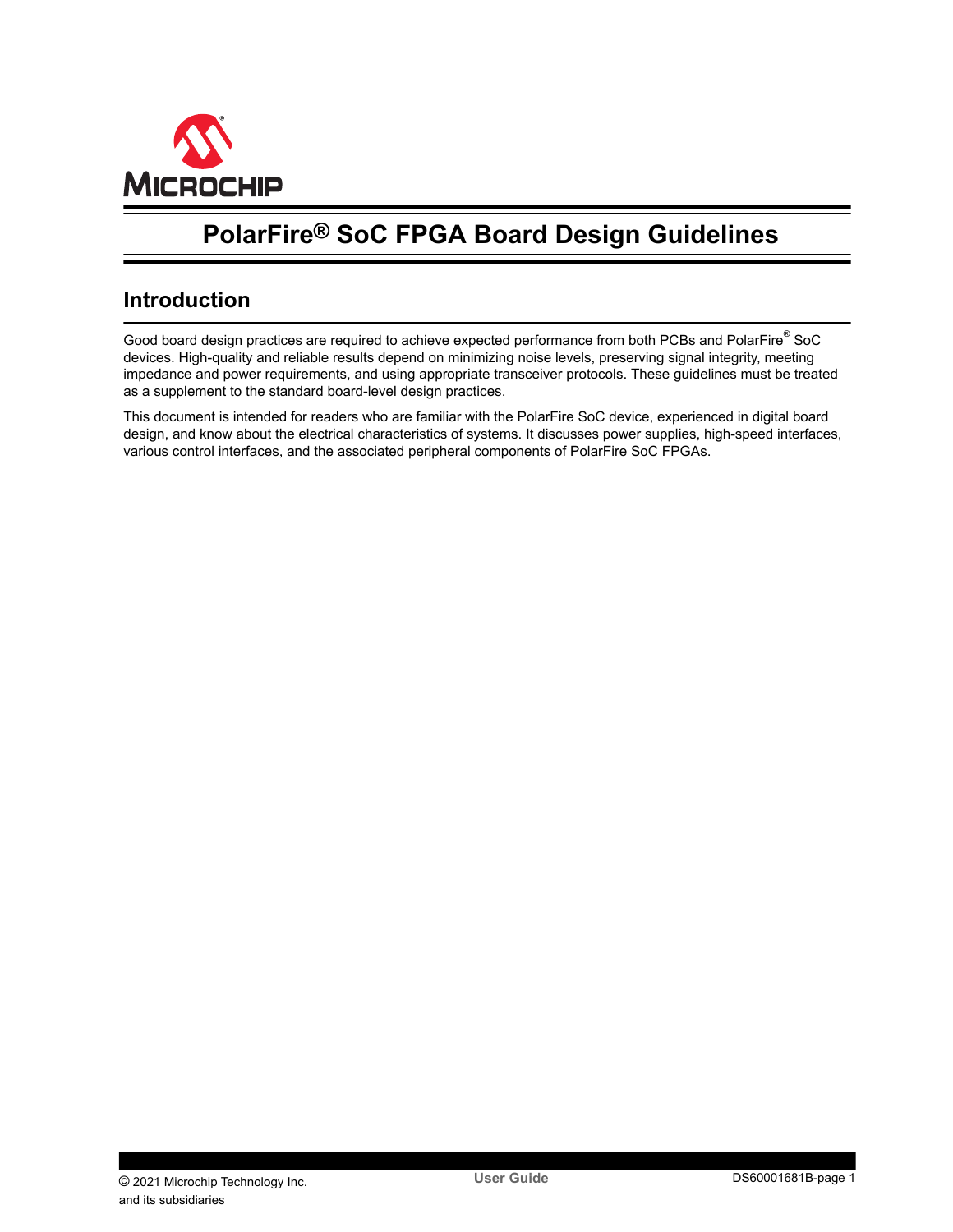# PolarFire® SoC FPGA Board Design Guidelines

## Introduction

Good board design practices are required to achieve expected performance from both PCBs and PolarFire® SoC devices. High-quality and reliable results depend on minimizing noise levels, preserving signal integrity, meeting impedance and power requirements, and using appropriate transceiver protocols. These guidelines must be treated as a supplement to the standard board-level design practices.

This document is intended for readers who are familiar with the PolarFire SoC device, experienced in digital board design, and know about the electrical characteristics of systems. It discusses power supplies, high-speed interfaces, various control interfaces, and the associated peripheral components of PolarFire SoC FPGAs.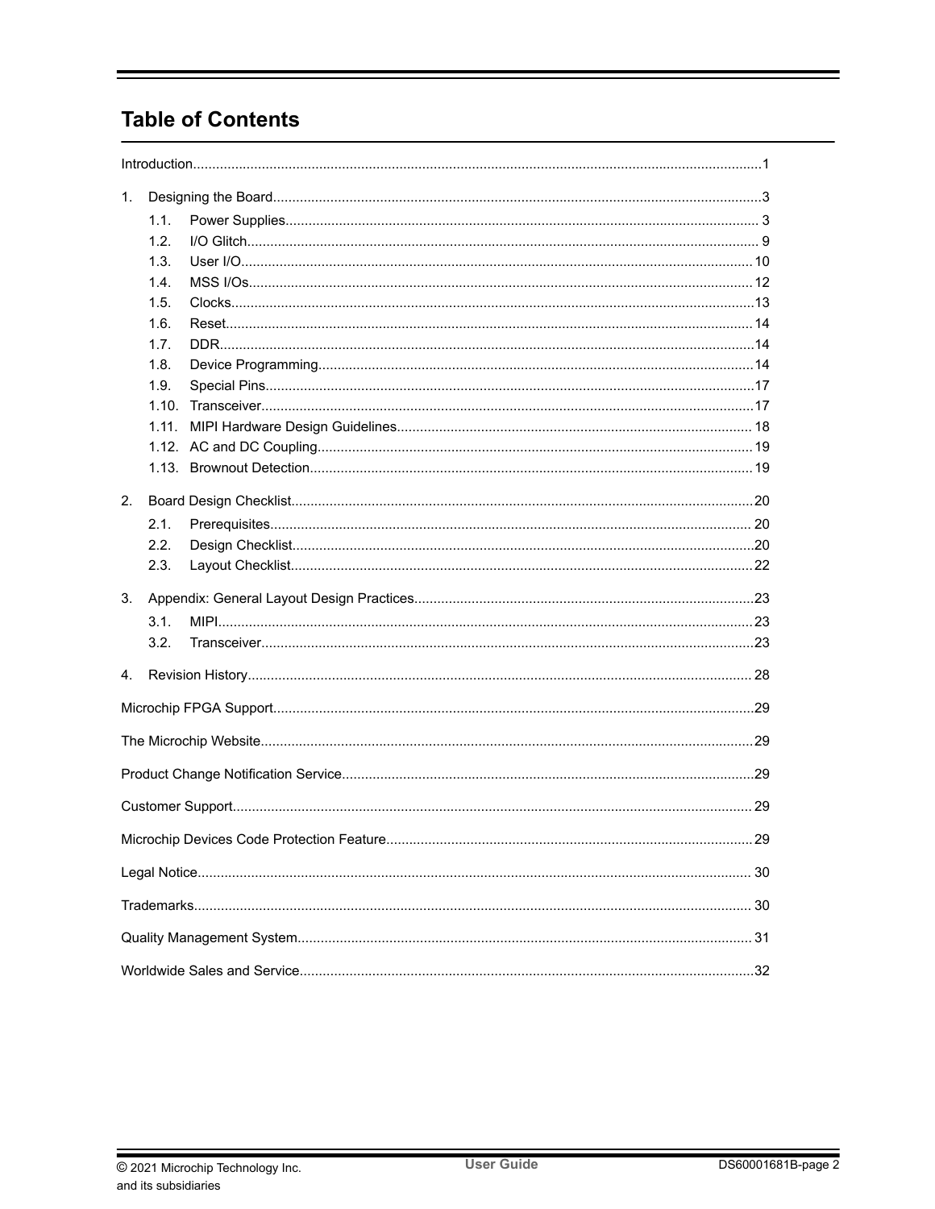# Table of Contents

Introduction.....1

1. Designing the Board.....3
   - 1.1. Power Supplies.....3
   - 1.2. I/O Glitch.....9
   - 1.3. User I/O.....10
   - 1.4. MSS I/Os.....12
   - 1.5. Clocks.....13
   - 1.6. Reset.....14
   - 1.7. DDR.....14
   - 1.8. Device Programming.....14
   - 1.9. Special Pins.....17
   - 1.10. Transceiver.....17
   - 1.11. MIPI Hardware Design Guidelines.....18
   - 1.12. AC and DC Coupling.....19
   - 1.13. Brownout Detection.....19
2. Board Design Checklist.....20
   - 2.1. Prerequisites.....20
   - 2.2. Design Checklist.....20
   - 2.3. Layout Checklist.....22
3. Appendix: General Layout Design Practices.....23
   - 3.1. MIPI.....23
   - 3.2. Transceiver.....23
4. Revision History.....28

Microchip FPGA Support.....29

The Microchip Website.....29

Product Change Notification Service.....29

Customer Support.....29

Microchip Devices Code Protection Feature.....29

Legal Notice.....30

Trademarks.....30

Quality Management System.....31

Worldwide Sales and Service.....32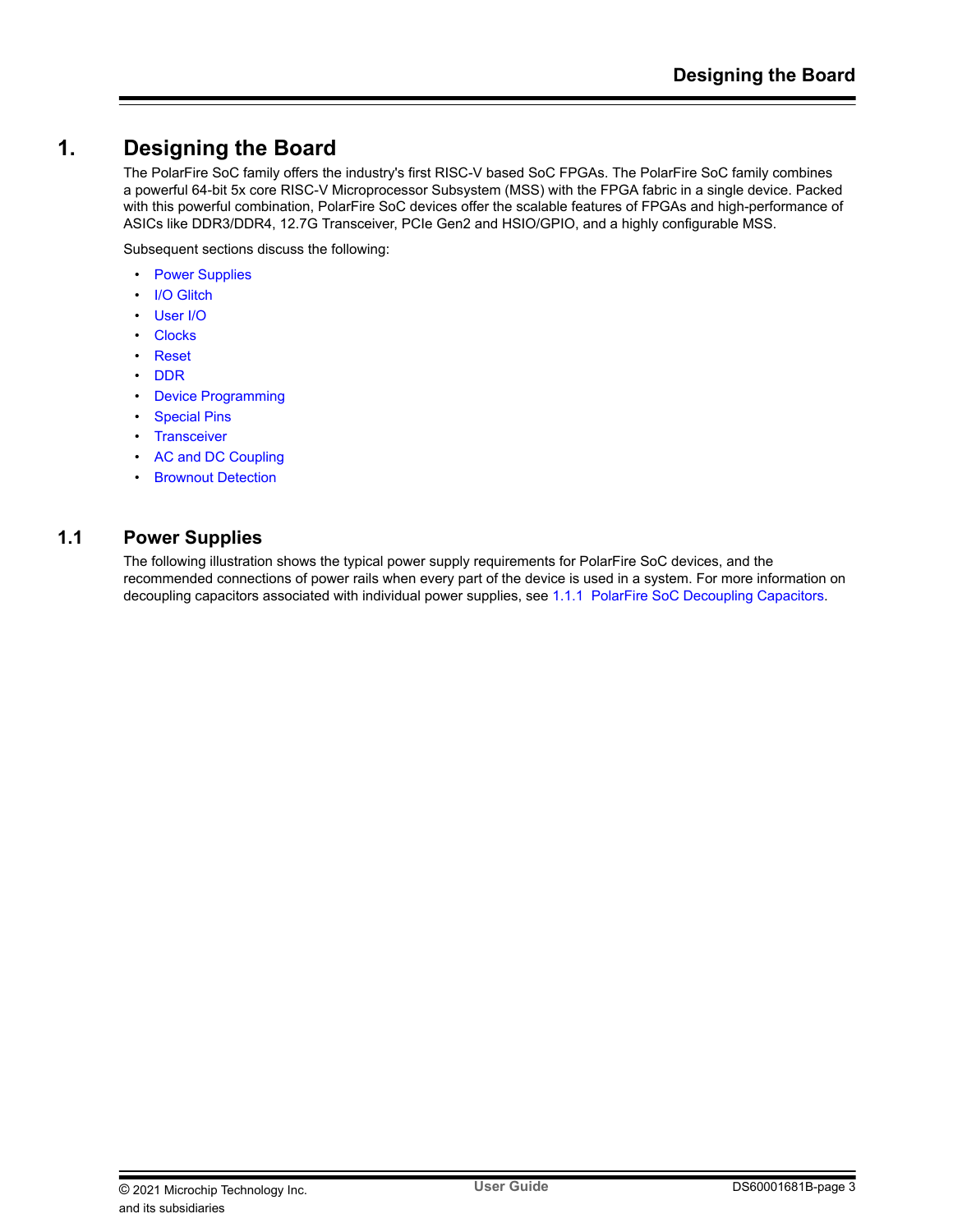# 1. Designing the Board

The PolarFire SoC family offers the industry's first RISC-V based SoC FPGAs. The PolarFire SoC family combines a powerful 64-bit 5x core RISC-V Microprocessor Subsystem (MSS) with the FPGA fabric in a single device. Packed with this powerful combination, PolarFire SoC devices offer the scalable features of FPGAs and high-performance of ASICs like DDR3/DDR4, 12.7G Transceiver, PCIe Gen2 and HSIO/GPIO, and a highly configurable MSS.

Subsequent sections discuss the following:

- Power Supplies
- I/O Glitch
- User I/O
- Clocks
- Reset
- DDR
- Device Programming
- Special Pins
- Transceiver
- AC and DC Coupling
- Brownout Detection

## 1.1 Power Supplies

The following illustration shows the typical power supply requirements for PolarFire SoC devices, and the recommended connections of power rails when every part of the device is used in a system. For more information on decoupling capacitors associated with individual power supplies, see 1.1.1 PolarFire SoC Decoupling Capacitors.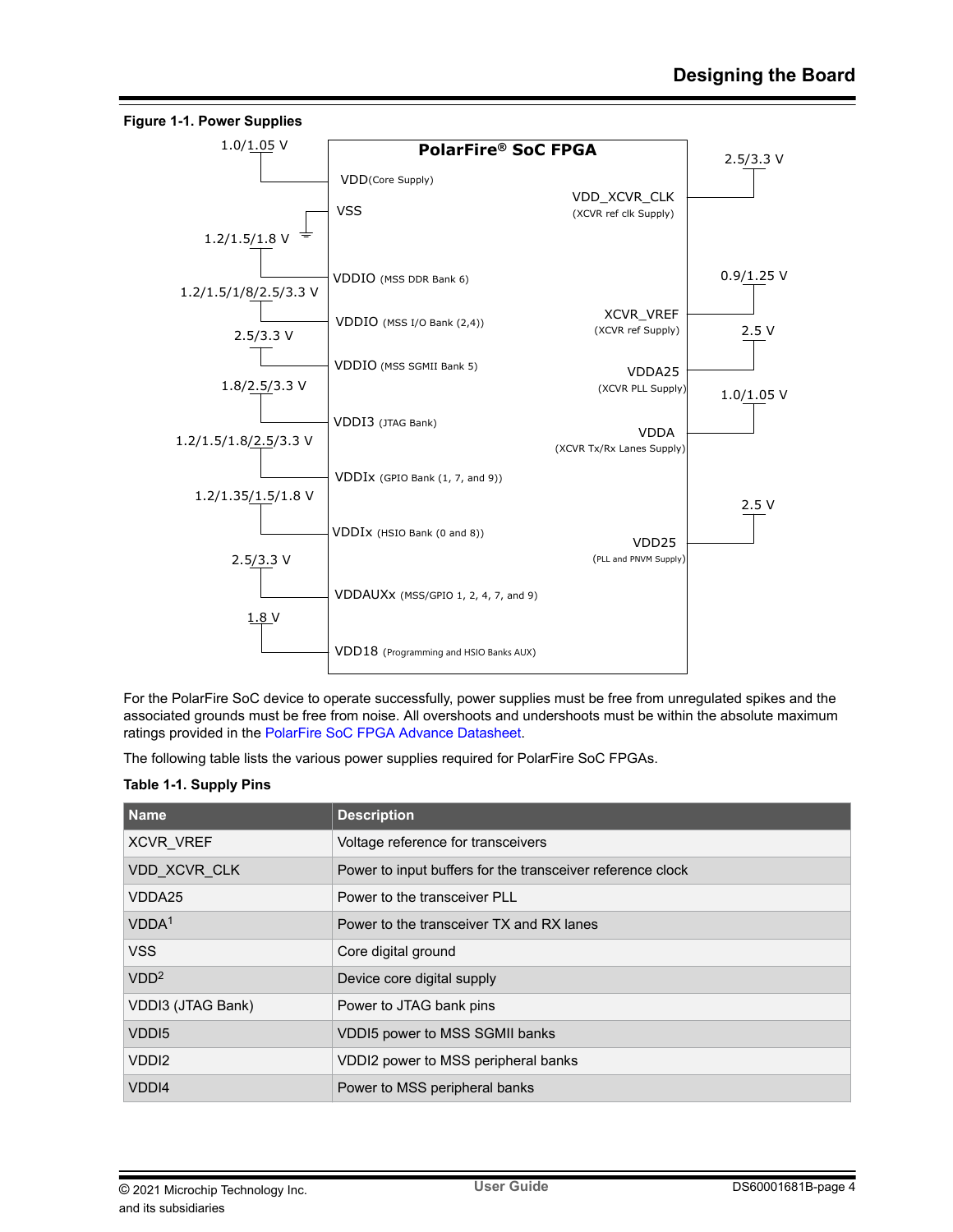**Figure 1-1. Power Supplies**

PolarFire® SoC FPGA

| Voltage | Pin (left side) |
| --- | --- |
| 1.0/1.05 V | VDD (Core Supply) |
| | VSS |
| 1.2/1.5/1.8 V | VDDIO (MSS DDR Bank 6) |
| 1.2/1.5/1/8/2.5/3.3 V | VDDIO (MSS I/O Bank (2,4)) |
| 2.5/3.3 V | VDDIO (MSS SGMII Bank 5) |
| 1.8/2.5/3.3 V | VDDI3 (JTAG Bank) |
| 1.2/1.5/1.8/2.5/3.3 V | VDDIx (GPIO Bank (1, 7, and 9)) |
| 1.2/1.35/1.5/1.8 V | VDDIx (HSIO Bank (0 and 8)) |
| 2.5/3.3 V | VDDAUXx (MSS/GPIO 1, 2, 4, 7, and 9) |
| 1.8 V | VDD18 (Programming and HSIO Banks AUX) |

| Pin (right side) | Voltage |
| --- | --- |
| VDD_XCVR_CLK (XCVR ref clk Supply) | 2.5/3.3 V |
| XCVR_VREF (XCVR ref Supply) | 0.9/1.25 V |
| VDDA25 (XCVR PLL Supply) | 2.5 V |
| VDDA (XCVR Tx/Rx Lanes Supply) | 1.0/1.05 V |
| VDD25 (PLL and PNVM Supply) | 2.5 V |

For the PolarFire SoC device to operate successfully, power supplies must be free from unregulated spikes and the associated grounds must be free from noise. All overshoots and undershoots must be within the absolute maximum ratings provided in the PolarFire SoC FPGA Advance Datasheet.

The following table lists the various power supplies required for PolarFire SoC FPGAs.

**Table 1-1. Supply Pins**

| Name | Description |
| --- | --- |
| XCVR_VREF | Voltage reference for transceivers |
| VDD_XCVR_CLK | Power to input buffers for the transceiver reference clock |
| VDDA25 | Power to the transceiver PLL |
| VDDA[1] | Power to the transceiver TX and RX lanes |
| VSS | Core digital ground |
| VDD[2] | Device core digital supply |
| VDDI3 (JTAG Bank) | Power to JTAG bank pins |
| VDDI5 | VDDI5 power to MSS SGMII banks |
| VDDI2 | VDDI2 power to MSS peripheral banks |
| VDDI4 | Power to MSS peripheral banks |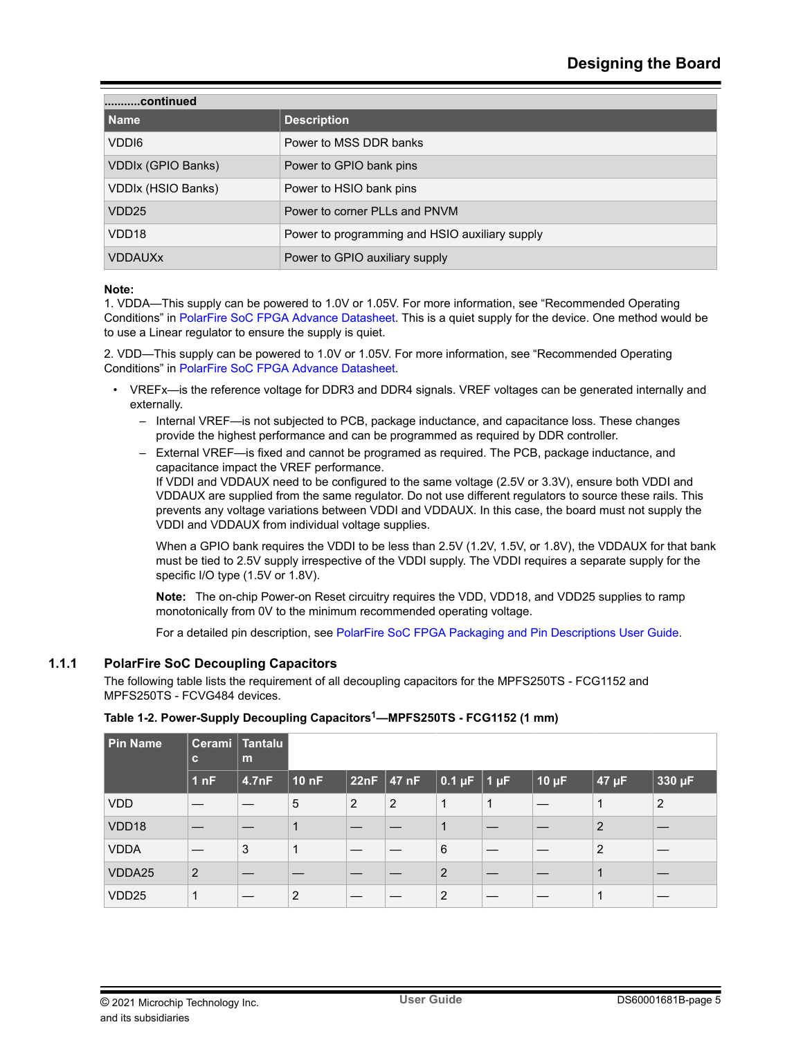| ...........continued | |
|---|---|
| **Name** | **Description** |
| VDDI6 | Power to MSS DDR banks |
| VDDIx (GPIO Banks) | Power to GPIO bank pins |
| VDDIx (HSIO Banks) | Power to HSIO bank pins |
| VDD25 | Power to corner PLLs and PNVM |
| VDD18 | Power to programming and HSIO auxiliary supply |
| VDDAUXx | Power to GPIO auxiliary supply |

**Note:**
1. VDDA—This supply can be powered to 1.0V or 1.05V. For more information, see "Recommended Operating Conditions" in PolarFire SoC FPGA Advance Datasheet. This is a quiet supply for the device. One method would be to use a Linear regulator to ensure the supply is quiet.

2. VDD—This supply can be powered to 1.0V or 1.05V. For more information, see "Recommended Operating Conditions" in PolarFire SoC FPGA Advance Datasheet.

- VREFx—is the reference voltage for DDR3 and DDR4 signals. VREF voltages can be generated internally and externally.
  - Internal VREF—is not subjected to PCB, package inductance, and capacitance loss. These changes provide the highest performance and can be programmed as required by DDR controller.
  - External VREF—is fixed and cannot be programed as required. The PCB, package inductance, and capacitance impact the VREF performance.
    If VDDI and VDDAUX need to be configured to the same voltage (2.5V or 3.3V), ensure both VDDI and VDDAUX are supplied from the same regulator. Do not use different regulators to source these rails. This prevents any voltage variations between VDDI and VDDAUX. In this case, the board must not supply the VDDI and VDDAUX from individual voltage supplies.

    When a GPIO bank requires the VDDI to be less than 2.5V (1.2V, 1.5V, or 1.8V), the VDDAUX for that bank must be tied to 2.5V supply irrespective of the VDDI supply. The VDDI requires a separate supply for the specific I/O type (1.5V or 1.8V).

    **Note:** The on-chip Power-on Reset circuitry requires the VDD, VDD18, and VDD25 supplies to ramp monotonically from 0V to the minimum recommended operating voltage.

    For a detailed pin description, see PolarFire SoC FPGA Packaging and Pin Descriptions User Guide.

### 1.1.1 PolarFire SoC Decoupling Capacitors

The following table lists the requirement of all decoupling capacitors for the MPFS250TS - FCG1152 and MPFS250TS - FCVG484 devices.

**Table 1-2. Power-Supply Decoupling Capacitors[1]—MPFS250TS - FCG1152 (1 mm)**

| Pin Name | Ceramic | Tantalum | | | | | | | | |
|---|---|---|---|---|---|---|---|---|---|---|
| | 1 nF | 4.7nF | 10 nF | 22nF | 47 nF | 0.1 µF | 1 µF | 10 µF | 47 µF | 330 µF |
| VDD | — | — | 5 | 2 | 2 | 1 | 1 | — | 1 | 2 |
| VDD18 | — | — | 1 | — | — | 1 | — | — | 2 | — |
| VDDA | — | 3 | 1 | — | — | 6 | — | — | 2 | — |
| VDDA25 | 2 | — | — | — | — | 2 | — | — | 1 | — |
| VDD25 | 1 | — | 2 | — | — | 2 | — | — | 1 | — |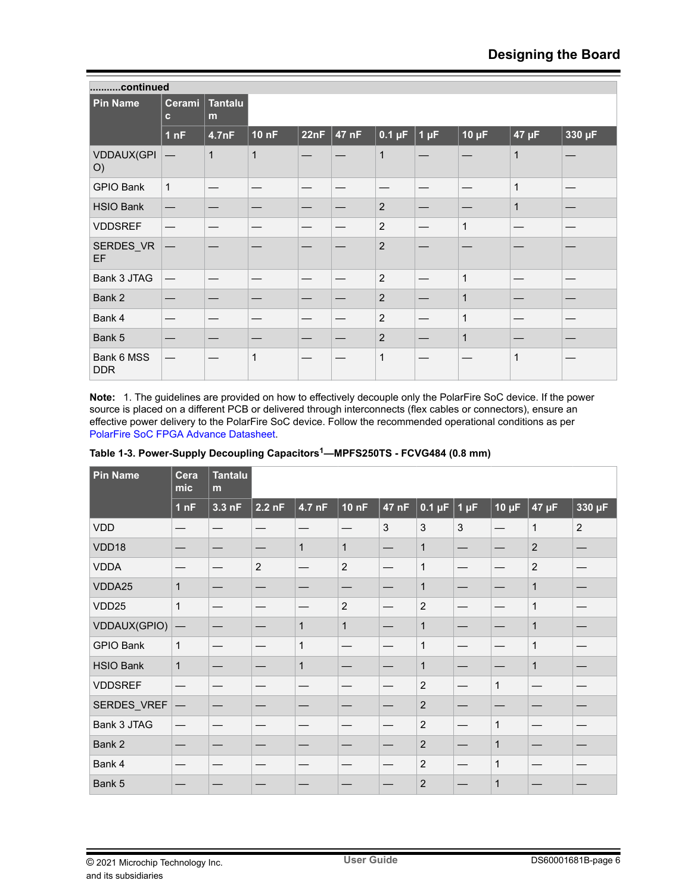| ..........continued | | | | | | | | | | |
|---|---|---|---|---|---|---|---|---|---|---|
| **Pin Name** | **Ceramic** | **Tantalum** | | | | | | | | |
| | **1 nF** | **4.7nF** | **10 nF** | **22nF** | **47 nF** | **0.1 µF** | **1 µF** | **10 µF** | **47 µF** | **330 µF** |
| VDDAUX(GPIO) | — | 1 | 1 | — | — | 1 | — | — | 1 | — |
| GPIO Bank | 1 | — | — | — | — | — | — | — | 1 | — |
| HSIO Bank | — | — | — | — | — | 2 | — | — | 1 | — |
| VDDSREF | — | — | — | — | — | 2 | — | 1 | — | — |
| SERDES_VREF | — | — | — | — | — | 2 | — | — | — | — |
| Bank 3 JTAG | — | — | — | — | — | 2 | — | 1 | — | — |
| Bank 2 | — | — | — | — | — | 2 | — | 1 | — | — |
| Bank 4 | — | — | — | — | — | 2 | — | 1 | — | — |
| Bank 5 | — | — | — | — | — | 2 | — | 1 | — | — |
| Bank 6 MSS DDR | — | — | 1 | — | — | 1 | — | — | 1 | — |

**Note:** 1. The guidelines are provided on how to effectively decouple only the PolarFire SoC device. If the power source is placed on a different PCB or delivered through interconnects (flex cables or connectors), ensure an effective power delivery to the PolarFire SoC device. Follow the recommended operational conditions as per PolarFire SoC FPGA Advance Datasheet.

**Table 1-3. Power-Supply Decoupling Capacitors[1]—MPFS250TS - FCVG484 (0.8 mm)**

| **Pin Name** | **Ceramic** | **Tantalum** | | | | | | | | | |
|---|---|---|---|---|---|---|---|---|---|---|---|
| | **1 nF** | **3.3 nF** | **2.2 nF** | **4.7 nF** | **10 nF** | **47 nF** | **0.1 µF** | **1 µF** | **10 µF** | **47 µF** | **330 µF** |
| VDD | — | — | — | — | — | 3 | 3 | 3 | — | 1 | 2 |
| VDD18 | — | — | — | 1 | 1 | — | 1 | — | — | 2 | — |
| VDDA | — | — | 2 | — | 2 | — | 1 | — | — | 2 | — |
| VDDA25 | 1 | — | — | — | — | — | 1 | — | — | 1 | — |
| VDD25 | 1 | — | — | — | 2 | — | 2 | — | — | 1 | — |
| VDDAUX(GPIO) | — | — | — | 1 | 1 | — | 1 | — | — | 1 | — |
| GPIO Bank | 1 | — | — | 1 | — | — | 1 | — | — | 1 | — |
| HSIO Bank | 1 | — | — | 1 | — | — | 1 | — | — | 1 | — |
| VDDSREF | — | — | — | — | — | — | 2 | — | 1 | — | — |
| SERDES_VREF | — | — | — | — | — | — | 2 | — | — | — | — |
| Bank 3 JTAG | — | — | — | — | — | — | 2 | — | 1 | — | — |
| Bank 2 | — | — | — | — | — | — | 2 | — | 1 | — | — |
| Bank 4 | — | — | — | — | — | — | 2 | — | 1 | — | — |
| Bank 5 | — | — | — | — | — | — | 2 | — | 1 | — | — |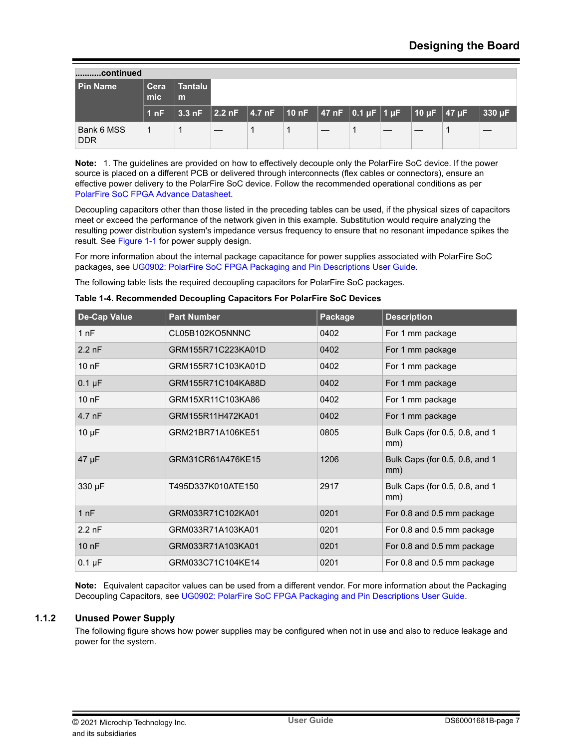| ..........continued | | | | | | | | | | | |
|---|---|---|---|---|---|---|---|---|---|---|---|
| Pin Name | Ceramic | Tantalum | | | | | | | | | |
| | 1 nF | 3.3 nF | 2.2 nF | 4.7 nF | 10 nF | 47 nF | 0.1 µF | 1 µF | 10 µF | 47 µF | 330 µF |
| Bank 6 MSS DDR | 1 | 1 | — | 1 | 1 | — | 1 | — | — | 1 | — |

**Note:** 1. The guidelines are provided on how to effectively decouple only the PolarFire SoC device. If the power source is placed on a different PCB or delivered through interconnects (flex cables or connectors), ensure an effective power delivery to the PolarFire SoC device. Follow the recommended operational conditions as per PolarFire SoC FPGA Advance Datasheet.

Decoupling capacitors other than those listed in the preceding tables can be used, if the physical sizes of capacitors meet or exceed the performance of the network given in this example. Substitution would require analyzing the resulting power distribution system's impedance versus frequency to ensure that no resonant impedance spikes the result. See Figure 1-1 for power supply design.

For more information about the internal package capacitance for power supplies associated with PolarFire SoC packages, see UG0902: PolarFire SoC FPGA Packaging and Pin Descriptions User Guide.

The following table lists the required decoupling capacitors for PolarFire SoC packages.

**Table 1-4. Recommended Decoupling Capacitors For PolarFire SoC Devices**

| De-Cap Value | Part Number | Package | Description |
|---|---|---|---|
| 1 nF | CL05B102KO5NNNC | 0402 | For 1 mm package |
| 2.2 nF | GRM155R71C223KA01D | 0402 | For 1 mm package |
| 10 nF | GRM155R71C103KA01D | 0402 | For 1 mm package |
| 0.1 µF | GRM155R71C104KA88D | 0402 | For 1 mm package |
| 10 nF | GRM15XR11C103KA86 | 0402 | For 1 mm package |
| 4.7 nF | GRM155R11H472KA01 | 0402 | For 1 mm package |
| 10 µF | GRM21BR71A106KE51 | 0805 | Bulk Caps (for 0.5, 0.8, and 1 mm) |
| 47 µF | GRM31CR61A476KE15 | 1206 | Bulk Caps (for 0.5, 0.8, and 1 mm) |
| 330 µF | T495D337K010ATE150 | 2917 | Bulk Caps (for 0.5, 0.8, and 1 mm) |
| 1 nF | GRM033R71C102KA01 | 0201 | For 0.8 and 0.5 mm package |
| 2.2 nF | GRM033R71A103KA01 | 0201 | For 0.8 and 0.5 mm package |
| 10 nF | GRM033R71A103KA01 | 0201 | For 0.8 and 0.5 mm package |
| 0.1 µF | GRM033C71C104KE14 | 0201 | For 0.8 and 0.5 mm package |

**Note:** Equivalent capacitor values can be used from a different vendor. For more information about the Packaging Decoupling Capacitors, see UG0902: PolarFire SoC FPGA Packaging and Pin Descriptions User Guide.

### 1.1.2 Unused Power Supply

The following figure shows how power supplies may be configured when not in use and also to reduce leakage and power for the system.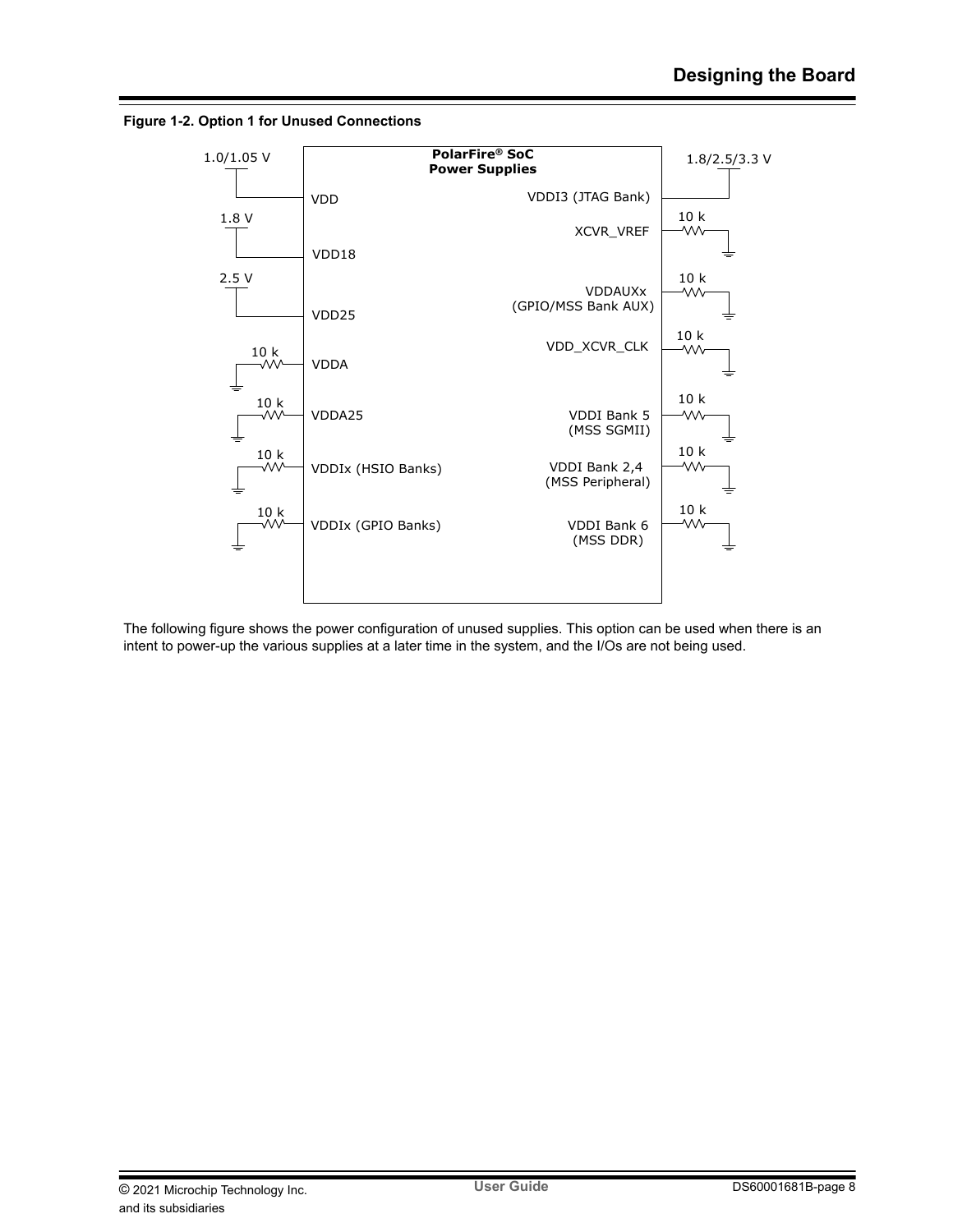**Figure 1-2. Option 1 for Unused Connections**

PolarFire® SoC Power Supplies

- 1.0/1.05 V — VDD
- 1.8 V — VDD18
- 2.5 V — VDD25
- 10 k to ground — VDDA
- 10 k to ground — VDDA25
- 10 k to ground — VDDIx (HSIO Banks)
- 10 k to ground — VDDIx (GPIO Banks)
- 1.8/2.5/3.3 V — VDDI3 (JTAG Bank)
- 10 k to ground — XCVR_VREF
- 10 k to ground — VDDAUXx (GPIO/MSS Bank AUX)
- 10 k to ground — VDD_XCVR_CLK
- 10 k to ground — VDDI Bank 5 (MSS SGMII)
- 10 k to ground — VDDI Bank 2,4 (MSS Peripheral)
- 10 k to ground — VDDI Bank 6 (MSS DDR)

The following figure shows the power configuration of unused supplies. This option can be used when there is an intent to power-up the various supplies at a later time in the system, and the I/Os are not being used.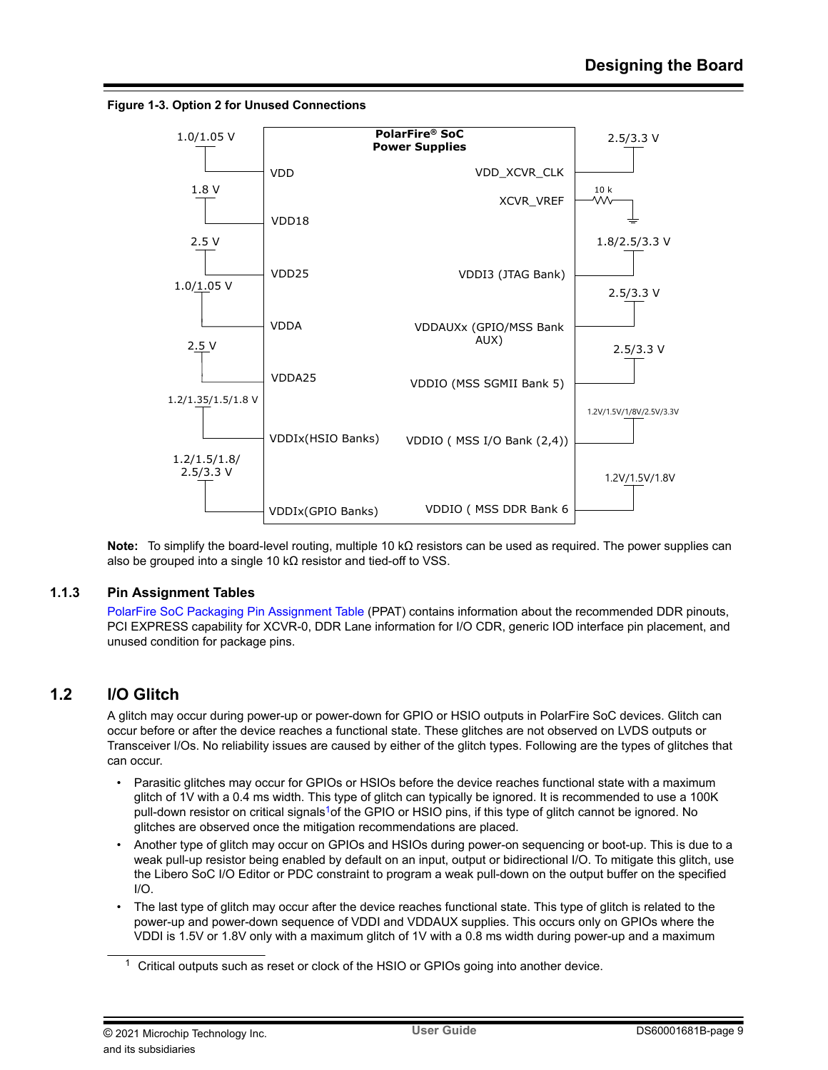**Figure 1-3. Option 2 for Unused Connections**

**Note:** To simplify the board-level routing, multiple 10 kΩ resistors can be used as required. The power supplies can also be grouped into a single 10 kΩ resistor and tied-off to VSS.

### 1.1.3 Pin Assignment Tables

PolarFire SoC Packaging Pin Assignment Table (PPAT) contains information about the recommended DDR pinouts, PCI EXPRESS capability for XCVR-0, DDR Lane information for I/O CDR, generic IOD interface pin placement, and unused condition for package pins.

## 1.2 I/O Glitch

A glitch may occur during power-up or power-down for GPIO or HSIO outputs in PolarFire SoC devices. Glitch can occur before or after the device reaches a functional state. These glitches are not observed on LVDS outputs or Transceiver I/Os. No reliability issues are caused by either of the glitch types. Following are the types of glitches that can occur.

- Parasitic glitches may occur for GPIOs or HSIOs before the device reaches functional state with a maximum glitch of 1V with a 0.4 ms width. This type of glitch can typically be ignored. It is recommended to use a 100K pull-down resistor on critical signals[1] of the GPIO or HSIO pins, if this type of glitch cannot be ignored. No glitches are observed once the mitigation recommendations are placed.
- Another type of glitch may occur on GPIOs and HSIOs during power-on sequencing or boot-up. This is due to a weak pull-up resistor being enabled by default on an input, output or bidirectional I/O. To mitigate this glitch, use the Libero SoC I/O Editor or PDC constraint to program a weak pull-down on the output buffer on the specified I/O.
- The last type of glitch may occur after the device reaches functional state. This type of glitch is related to the power-up and power-down sequence of VDDI and VDDAUX supplies. This occurs only on GPIOs where the VDDI is 1.5V or 1.8V only with a maximum glitch of 1V with a 0.8 ms width during power-up and a maximum

[1] Critical outputs such as reset or clock of the HSIO or GPIOs going into another device.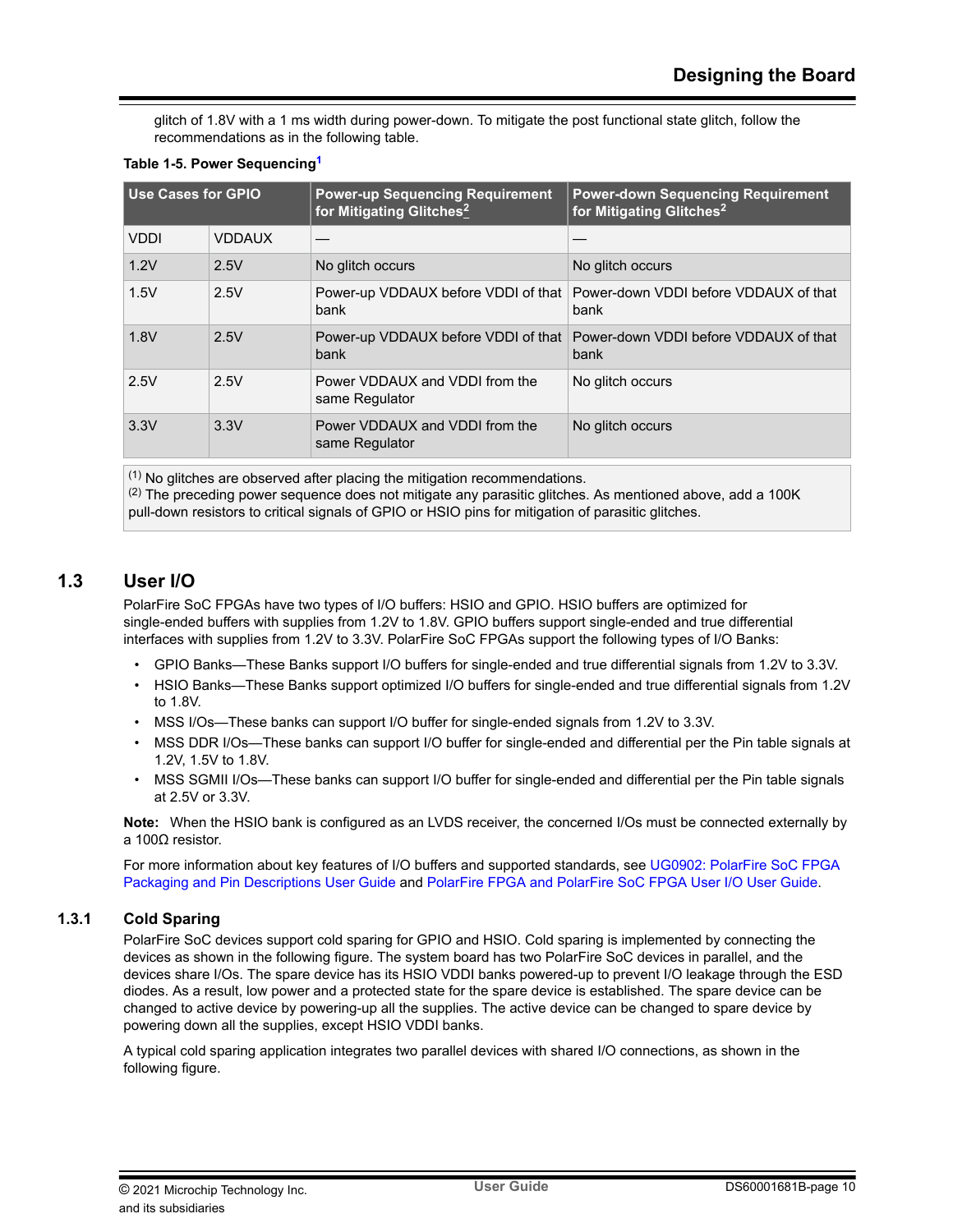glitch of 1.8V with a 1 ms width during power-down. To mitigate the post functional state glitch, follow the recommendations as in the following table.

**Table 1-5. Power Sequencing[1]**

| Use Cases for GPIO | | Power-up Sequencing Requirement for Mitigating Glitches[2] | Power-down Sequencing Requirement for Mitigating Glitches[2] |
|---|---|---|---|
| VDDI | VDDAUX | — | — |
| 1.2V | 2.5V | No glitch occurs | No glitch occurs |
| 1.5V | 2.5V | Power-up VDDAUX before VDDI of that bank | Power-down VDDI before VDDAUX of that bank |
| 1.8V | 2.5V | Power-up VDDAUX before VDDI of that bank | Power-down VDDI before VDDAUX of that bank |
| 2.5V | 2.5V | Power VDDAUX and VDDI from the same Regulator | No glitch occurs |
| 3.3V | 3.3V | Power VDDAUX and VDDI from the same Regulator | No glitch occurs |

(1) No glitches are observed after placing the mitigation recommendations.
(2) The preceding power sequence does not mitigate any parasitic glitches. As mentioned above, add a 100K pull-down resistors to critical signals of GPIO or HSIO pins for mitigation of parasitic glitches.

## 1.3 User I/O

PolarFire SoC FPGAs have two types of I/O buffers: HSIO and GPIO. HSIO buffers are optimized for single-ended buffers with supplies from 1.2V to 1.8V. GPIO buffers support single-ended and true differential interfaces with supplies from 1.2V to 3.3V. PolarFire SoC FPGAs support the following types of I/O Banks:

- GPIO Banks—These Banks support I/O buffers for single-ended and true differential signals from 1.2V to 3.3V.
- HSIO Banks—These Banks support optimized I/O buffers for single-ended and true differential signals from 1.2V to 1.8V.
- MSS I/Os—These banks can support I/O buffer for single-ended signals from 1.2V to 3.3V.
- MSS DDR I/Os—These banks can support I/O buffer for single-ended and differential per the Pin table signals at 1.2V, 1.5V to 1.8V.
- MSS SGMII I/Os—These banks can support I/O buffer for single-ended and differential per the Pin table signals at 2.5V or 3.3V.

**Note:** When the HSIO bank is configured as an LVDS receiver, the concerned I/Os must be connected externally by a 100Ω resistor.

For more information about key features of I/O buffers and supported standards, see UG0902: PolarFire SoC FPGA Packaging and Pin Descriptions User Guide and PolarFire FPGA and PolarFire SoC FPGA User I/O User Guide.

### 1.3.1 Cold Sparing

PolarFire SoC devices support cold sparing for GPIO and HSIO. Cold sparing is implemented by connecting the devices as shown in the following figure. The system board has two PolarFire SoC devices in parallel, and the devices share I/Os. The spare device has its HSIO VDDI banks powered-up to prevent I/O leakage through the ESD diodes. As a result, low power and a protected state for the spare device is established. The spare device can be changed to active device by powering-up all the supplies. The active device can be changed to spare device by powering down all the supplies, except HSIO VDDI banks.

A typical cold sparing application integrates two parallel devices with shared I/O connections, as shown in the following figure.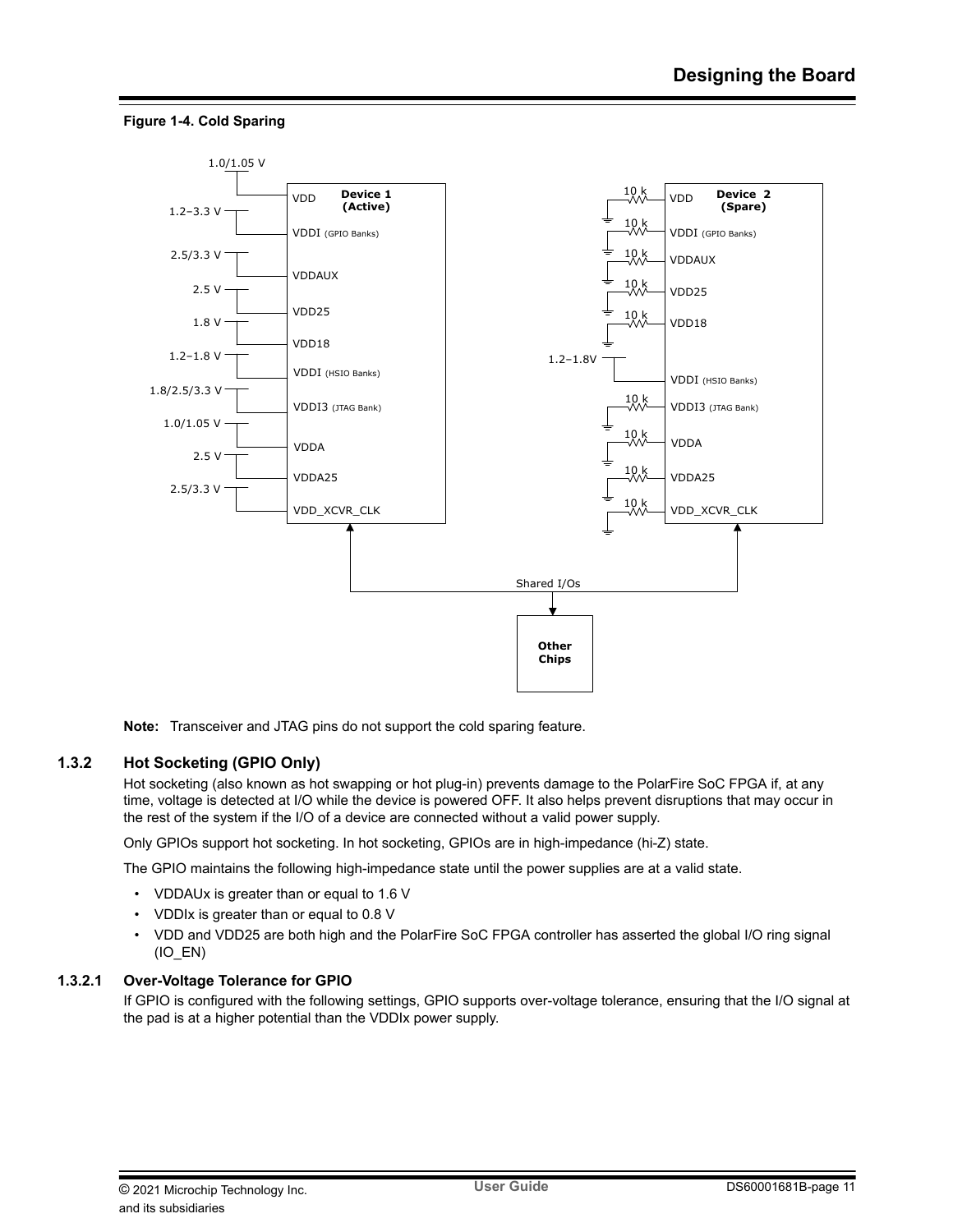**Figure 1-4. Cold Sparing**

**Note:** Transceiver and JTAG pins do not support the cold sparing feature.

## 1.3.2 Hot Socketing (GPIO Only)

Hot socketing (also known as hot swapping or hot plug-in) prevents damage to the PolarFire SoC FPGA if, at any time, voltage is detected at I/O while the device is powered OFF. It also helps prevent disruptions that may occur in the rest of the system if the I/O of a device are connected without a valid power supply.

Only GPIOs support hot socketing. In hot socketing, GPIOs are in high-impedance (hi-Z) state.

The GPIO maintains the following high-impedance state until the power supplies are at a valid state.

- VDDAUx is greater than or equal to 1.6 V
- VDDIx is greater than or equal to 0.8 V
- VDD and VDD25 are both high and the PolarFire SoC FPGA controller has asserted the global I/O ring signal (IO_EN)

### 1.3.2.1 Over-Voltage Tolerance for GPIO

If GPIO is configured with the following settings, GPIO supports over-voltage tolerance, ensuring that the I/O signal at the pad is at a higher potential than the VDDIx power supply.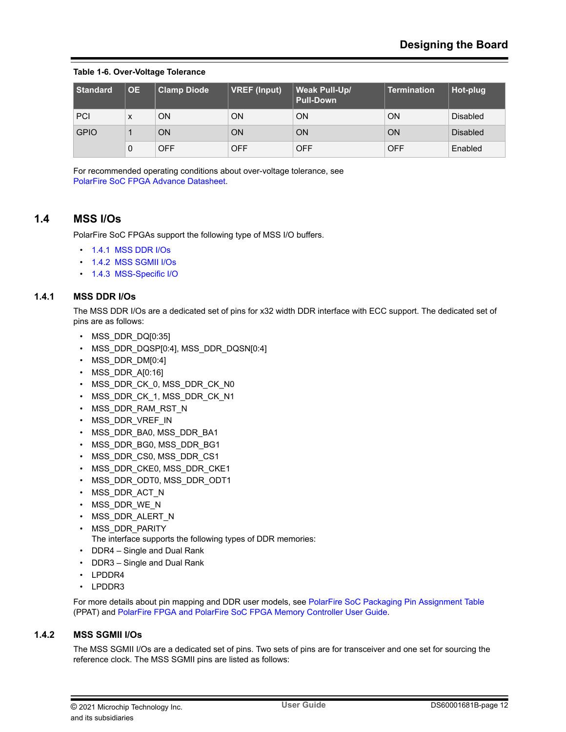**Table 1-6. Over-Voltage Tolerance**

| Standard | OE | Clamp Diode | VREF (Input) | Weak Pull-Up/ Pull-Down | Termination | Hot-plug |
|---|---|---|---|---|---|---|
| PCI | x | ON | ON | ON | ON | Disabled |
| GPIO | 1 | ON | ON | ON | ON | Disabled |
| | 0 | OFF | OFF | OFF | OFF | Enabled |

For recommended operating conditions about over-voltage tolerance, see PolarFire SoC FPGA Advance Datasheet.

## 1.4 MSS I/Os

PolarFire SoC FPGAs support the following type of MSS I/O buffers.

- 1.4.1 MSS DDR I/Os
- 1.4.2 MSS SGMII I/Os
- 1.4.3 MSS-Specific I/O

### 1.4.1 MSS DDR I/Os

The MSS DDR I/Os are a dedicated set of pins for x32 width DDR interface with ECC support. The dedicated set of pins are as follows:

- MSS_DDR_DQ[0:35]
- MSS_DDR_DQSP[0:4], MSS_DDR_DQSN[0:4]
- MSS_DDR_DM[0:4]
- MSS_DDR_A[0:16]
- MSS_DDR_CK_0, MSS_DDR_CK_N0
- MSS_DDR_CK_1, MSS_DDR_CK_N1
- MSS_DDR_RAM_RST_N
- MSS_DDR_VREF_IN
- MSS_DDR_BA0, MSS_DDR_BA1
- MSS_DDR_BG0, MSS_DDR_BG1
- MSS_DDR_CS0, MSS_DDR_CS1
- MSS_DDR_CKE0, MSS_DDR_CKE1
- MSS_DDR_ODT0, MSS_DDR_ODT1
- MSS_DDR_ACT_N
- MSS_DDR_WE_N
- MSS_DDR_ALERT_N
- MSS_DDR_PARITY
  The interface supports the following types of DDR memories:
- DDR4 – Single and Dual Rank
- DDR3 – Single and Dual Rank
- LPDDR4
- LPDDR3

For more details about pin mapping and DDR user models, see PolarFire SoC Packaging Pin Assignment Table (PPAT) and PolarFire FPGA and PolarFire SoC FPGA Memory Controller User Guide.

### 1.4.2 MSS SGMII I/Os

The MSS SGMII I/Os are a dedicated set of pins. Two sets of pins are for transceiver and one set for sourcing the reference clock. The MSS SGMII pins are listed as follows: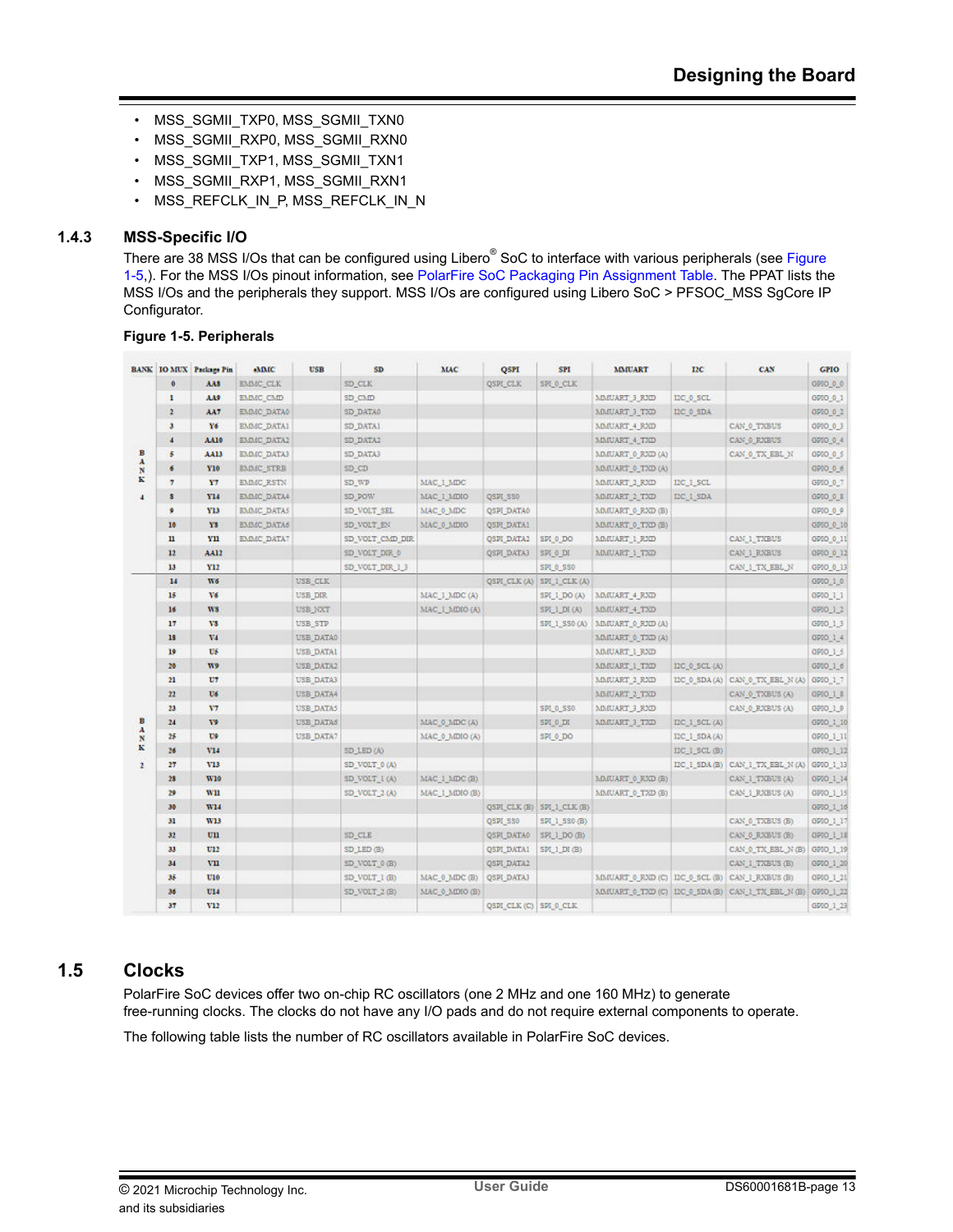- MSS_SGMII_TXP0, MSS_SGMII_TXN0
- MSS_SGMII_RXP0, MSS_SGMII_RXN0
- MSS_SGMII_TXP1, MSS_SGMII_TXN1
- MSS_SGMII_RXP1, MSS_SGMII_RXN1
- MSS_REFCLK_IN_P, MSS_REFCLK_IN_N

### 1.4.3 MSS-Specific I/O

There are 38 MSS I/Os that can be configured using Libero® SoC to interface with various peripherals (see Figure 1-5,). For the MSS I/Os pinout information, see PolarFire SoC Packaging Pin Assignment Table. The PPAT lists the MSS I/Os and the peripherals they support. MSS I/Os are configured using Libero SoC > PFSOC_MSS SgCore IP Configurator.

**Figure 1-5. Peripherals**

| BANK | IO MUX | Package Pin | eMMC | USB | SD | MAC | QSPI | SPI | MMUART | I2C | CAN | GPIO |
|---|---|---|---|---|---|---|---|---|---|---|---|---|
| BANK 4 | 0 | AA8 | EMMC_CLK | | SD_CLK | | QSPI_CLK | SPI_0_CLK | | | | GPIO_0_0 |
| | 1 | AA9 | EMMC_CMD | | SD_CMD | | | | MMUART_3_RXD | I2C_0_SCL | | GPIO_0_1 |
| | 2 | AA7 | EMMC_DATA0 | | SD_DATA0 | | | | MMUART_3_TXD | I2C_0_SDA | | GPIO_0_2 |
| | 3 | Y6 | EMMC_DATA1 | | SD_DATA1 | | | | MMUART_4_RXD | | CAN_0_TXBUS | GPIO_0_3 |
| | 4 | AA10 | EMMC_DATA2 | | SD_DATA2 | | | | MMUART_4_TXD | | CAN_0_RXBUS | GPIO_0_4 |
| | 5 | AA13 | EMMC_DATA3 | | SD_DATA3 | | | | MMUART_0_RXD (A) | | CAN_0_TX_EBL_N | GPIO_0_5 |
| | 6 | Y10 | EMMC_STRB | | SD_CD | | | | MMUART_0_TXD (A) | | | GPIO_0_6 |
| | 7 | Y7 | EMMC_RSTN | | SD_WP | MAC_1_MDC | | | MMUART_2_RXD | I2C_1_SCL | | GPIO_0_7 |
| | 8 | Y14 | EMMC_DATA4 | | SD_POW | MAC_1_MDIO | QSPI_SS0 | | MMUART_2_TXD | I2C_1_SDA | | GPIO_0_8 |
| | 9 | Y13 | EMMC_DATA5 | | SD_VOLT_SEL | MAC_0_MDC | QSPI_DATA0 | | MMUART_0_RXD (B) | | | GPIO_0_9 |
| | 10 | Y8 | EMMC_DATA6 | | SD_VOLT_EN | MAC_0_MDIO | QSPI_DATA1 | | MMUART_0_TXD (B) | | | GPIO_0_10 |
| | 11 | Y11 | EMMC_DATA7 | | SD_VOLT_CMD_DIR | | QSPI_DATA2 | SPI_0_DO | MMUART_1_RXD | | CAN_1_TXBUS | GPIO_0_11 |
| | 12 | AA12 | | | SD_VOLT_DIR_0 | | QSPI_DATA3 | SPI_0_DI | MMUART_1_TXD | | CAN_1_RXBUS | GPIO_0_12 |
| | 13 | Y12 | | | SD_VOLT_DIR_1_3 | | | SPI_0_SS0 | | | CAN_1_TX_EBL_N | GPIO_0_13 |
| BANK 2 | 14 | W6 | | USB_CLK | | | QSPI_CLK (A) | SPI_1_CLK (A) | | | | GPIO_1_0 |
| | 15 | V6 | | USB_DIR | | MAC_1_MDC (A) | | SPI_1_DO (A) | MMUART_4_RXD | | | GPIO_1_1 |
| | 16 | W8 | | USB_NXT | | MAC_1_MDIO (A) | | SPI_1_DI (A) | MMUART_4_TXD | | | GPIO_1_2 |
| | 17 | V8 | | USB_STP | | | | SPI_1_SS0 (A) | MMUART_0_RXD (A) | | | GPIO_1_3 |
| | 18 | V4 | | USB_DATA0 | | | | | MMUART_0_TXD (A) | | | GPIO_1_4 |
| | 19 | U5 | | USB_DATA1 | | | | | MMUART_1_RXD | | | GPIO_1_5 |
| | 20 | W9 | | USB_DATA2 | | | | | MMUART_1_TXD | I2C_0_SCL (A) | | GPIO_1_6 |
| | 21 | U7 | | USB_DATA3 | | | | | MMUART_2_RXD | I2C_0_SDA (A) | CAN_0_TX_EBL_N (A) | GPIO_1_7 |
| | 22 | U6 | | USB_DATA4 | | | | | MMUART_2_TXD | | CAN_0_TXBUS (A) | GPIO_1_8 |
| | 23 | V7 | | USB_DATA5 | | | | SPI_0_SS0 | MMUART_3_RXD | | CAN_0_RXBUS (A) | GPIO_1_9 |
| | 24 | V9 | | USB_DATA6 | | MAC_0_MDC (A) | | SPI_0_DI | MMUART_3_TXD | I2C_1_SCL (A) | | GPIO_1_10 |
| | 25 | U9 | | USB_DATA7 | | MAC_0_MDIO (A) | | SPI_0_DO | | I2C_1_SDA (A) | | GPIO_1_11 |
| | 26 | V14 | | | SD_LED (A) | | | | | I2C_1_SCL (B) | | GPIO_1_12 |
| | 27 | V13 | | | SD_VOLT_0 (A) | | | | | I2C_1_SDA (B) | CAN_1_TX_EBL_N (A) | GPIO_1_13 |
| | 28 | W10 | | | SD_VOLT_1 (A) | MAC_1_MDC (B) | | | MMUART_0_RXD (B) | | CAN_1_TXBUS (A) | GPIO_1_14 |
| | 29 | W11 | | | SD_VOLT_2 (A) | MAC_1_MDIO (B) | | | MMUART_0_TXD (B) | | CAN_1_RXBUS (A) | GPIO_1_15 |
| | 30 | W14 | | | | | QSPI_CLK (B) | SPI_1_CLK (B) | | | | GPIO_1_16 |
| | 31 | W13 | | | | | QSPI_SS0 | SPI_1_SS0 (B) | | | CAN_0_TXBUS (B) | GPIO_1_17 |
| | 32 | U11 | | | SD_CLE | | QSPI_DATA0 | SPI_1_DO (B) | | | CAN_0_RXBUS (B) | GPIO_1_18 |
| | 33 | U12 | | | SD_LED (B) | | QSPI_DATA1 | SPI_1_DI (B) | | | CAN_0_TX_EBL_N (B) | GPIO_1_19 |
| | 34 | V11 | | | SD_VOLT_0 (B) | | QSPI_DATA2 | | | | CAN_1_TXBUS (B) | GPIO_1_20 |
| | 35 | U10 | | | SD_VOLT_1 (B) | MAC_0_MDC (B) | QSPI_DATA3 | | MMUART_0_RXD (C) | I2C_0_SCL (B) | CAN_1_RXBUS (B) | GPIO_1_21 |
| | 36 | U14 | | | SD_VOLT_2 (B) | MAC_0_MDIO (B) | | | MMUART_0_TXD (C) | I2C_0_SDA (B) | CAN_1_TX_EBL_N (B) | GPIO_1_22 |
| | 37 | V12 | | | | | QSPI_CLK (C) | SPI_0_CLK | | | | GPIO_1_23 |

## 1.5 Clocks

PolarFire SoC devices offer two on-chip RC oscillators (one 2 MHz and one 160 MHz) to generate free-running clocks. The clocks do not have any I/O pads and do not require external components to operate.

The following table lists the number of RC oscillators available in PolarFire SoC devices.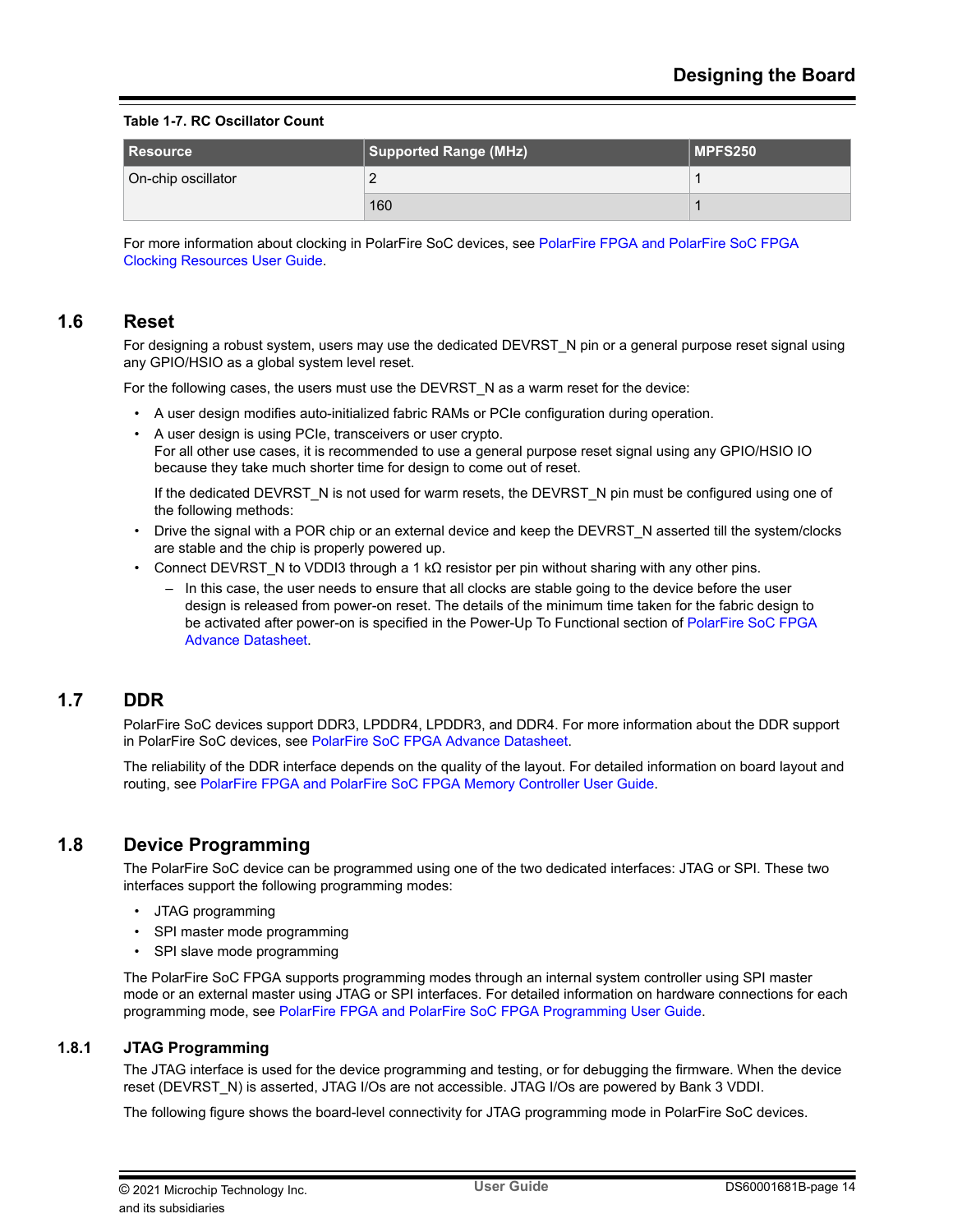**Table 1-7. RC Oscillator Count**

| Resource | Supported Range (MHz) | MPFS250 |
|---|---|---|
| On-chip oscillator | 2 | 1 |
| | 160 | 1 |

For more information about clocking in PolarFire SoC devices, see PolarFire FPGA and PolarFire SoC FPGA Clocking Resources User Guide.

## 1.6 Reset

For designing a robust system, users may use the dedicated DEVRST_N pin or a general purpose reset signal using any GPIO/HSIO as a global system level reset.

For the following cases, the users must use the DEVRST_N as a warm reset for the device:

- A user design modifies auto-initialized fabric RAMs or PCIe configuration during operation.
- A user design is using PCIe, transceivers or user crypto.
  For all other use cases, it is recommended to use a general purpose reset signal using any GPIO/HSIO IO because they take much shorter time for design to come out of reset.

  If the dedicated DEVRST_N is not used for warm resets, the DEVRST_N pin must be configured using one of the following methods:
- Drive the signal with a POR chip or an external device and keep the DEVRST_N asserted till the system/clocks are stable and the chip is properly powered up.
- Connect DEVRST_N to VDDI3 through a 1 kΩ resistor per pin without sharing with any other pins.
  - In this case, the user needs to ensure that all clocks are stable going to the device before the user design is released from power-on reset. The details of the minimum time taken for the fabric design to be activated after power-on is specified in the Power-Up To Functional section of PolarFire SoC FPGA Advance Datasheet.

## 1.7 DDR

PolarFire SoC devices support DDR3, LPDDR4, LPDDR3, and DDR4. For more information about the DDR support in PolarFire SoC devices, see PolarFire SoC FPGA Advance Datasheet.

The reliability of the DDR interface depends on the quality of the layout. For detailed information on board layout and routing, see PolarFire FPGA and PolarFire SoC FPGA Memory Controller User Guide.

## 1.8 Device Programming

The PolarFire SoC device can be programmed using one of the two dedicated interfaces: JTAG or SPI. These two interfaces support the following programming modes:

- JTAG programming
- SPI master mode programming
- SPI slave mode programming

The PolarFire SoC FPGA supports programming modes through an internal system controller using SPI master mode or an external master using JTAG or SPI interfaces. For detailed information on hardware connections for each programming mode, see PolarFire FPGA and PolarFire SoC FPGA Programming User Guide.

### 1.8.1 JTAG Programming

The JTAG interface is used for the device programming and testing, or for debugging the firmware. When the device reset (DEVRST_N) is asserted, JTAG I/Os are not accessible. JTAG I/Os are powered by Bank 3 VDDI.

The following figure shows the board-level connectivity for JTAG programming mode in PolarFire SoC devices.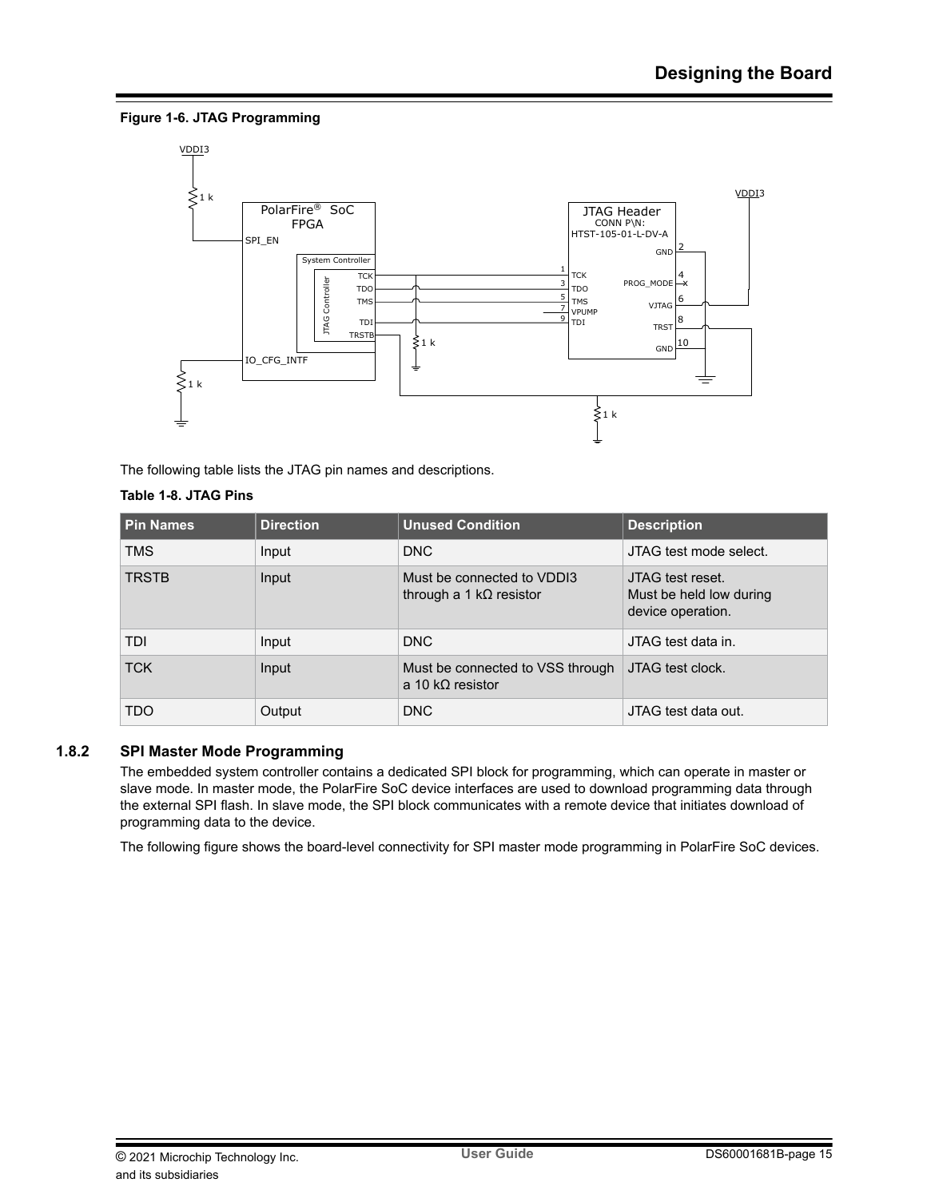**Figure 1-6. JTAG Programming**

The following table lists the JTAG pin names and descriptions.

**Table 1-8. JTAG Pins**

| Pin Names | Direction | Unused Condition | Description |
|---|---|---|---|
| TMS | Input | DNC | JTAG test mode select. |
| TRSTB | Input | Must be connected to VDDI3 through a 1 kΩ resistor | JTAG test reset. Must be held low during device operation. |
| TDI | Input | DNC | JTAG test data in. |
| TCK | Input | Must be connected to VSS through a 10 kΩ resistor | JTAG test clock. |
| TDO | Output | DNC | JTAG test data out. |

## 1.8.2 SPI Master Mode Programming

The embedded system controller contains a dedicated SPI block for programming, which can operate in master or slave mode. In master mode, the PolarFire SoC device interfaces are used to download programming data through the external SPI flash. In slave mode, the SPI block communicates with a remote device that initiates download of programming data to the device.

The following figure shows the board-level connectivity for SPI master mode programming in PolarFire SoC devices.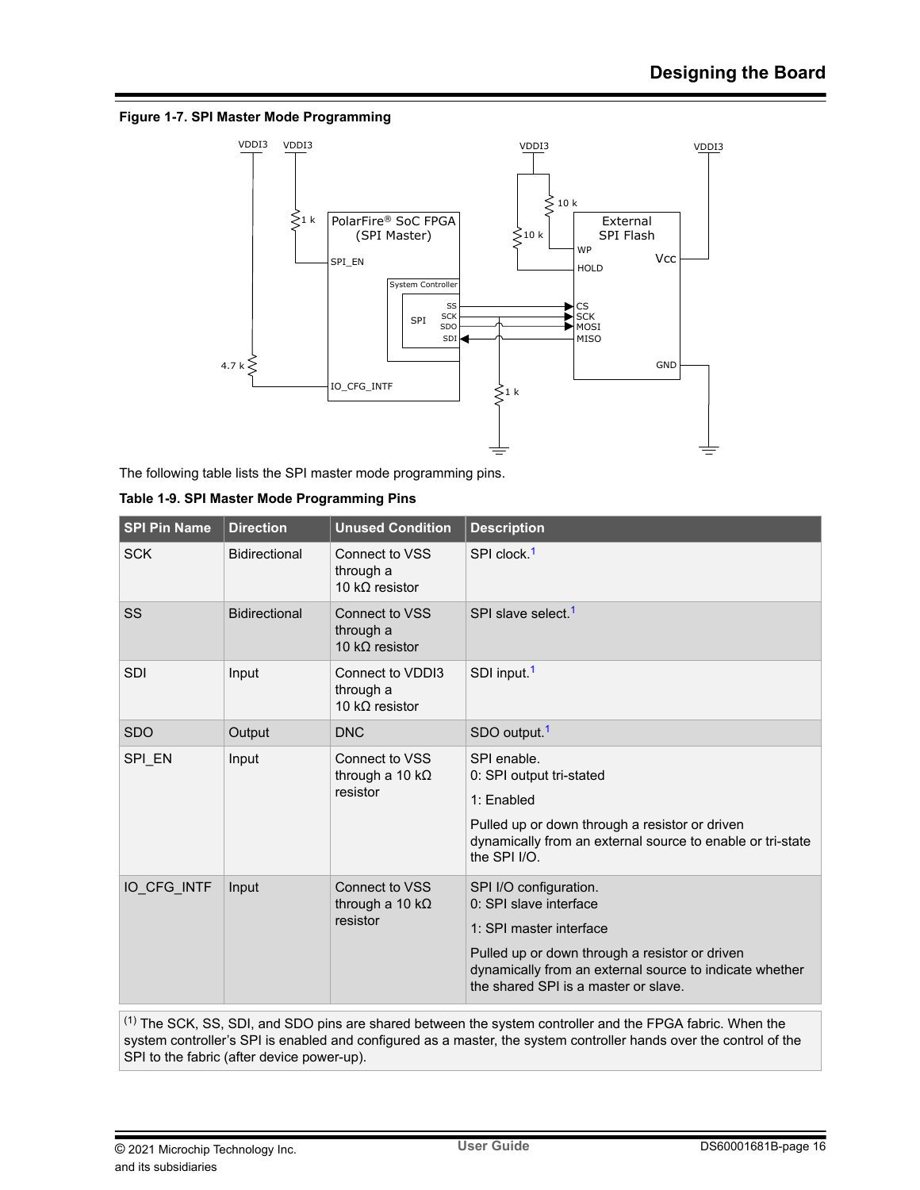**Figure 1-7. SPI Master Mode Programming**

The following table lists the SPI master mode programming pins.

**Table 1-9. SPI Master Mode Programming Pins**

| SPI Pin Name | Direction | Unused Condition | Description |
|---|---|---|---|
| SCK | Bidirectional | Connect to VSS through a 10 kΩ resistor | SPI clock.[1] |
| SS | Bidirectional | Connect to VSS through a 10 kΩ resistor | SPI slave select.[1] |
| SDI | Input | Connect to VDDI3 through a 10 kΩ resistor | SDI input.[1] |
| SDO | Output | DNC | SDO output.[1] |
| SPI_EN | Input | Connect to VSS through a 10 kΩ resistor | SPI enable.<br>0: SPI output tri-stated<br>1: Enabled<br>Pulled up or down through a resistor or driven dynamically from an external source to enable or tri-state the SPI I/O. |
| IO_CFG_INTF | Input | Connect to VSS through a 10 kΩ resistor | SPI I/O configuration.<br>0: SPI slave interface<br>1: SPI master interface<br>Pulled up or down through a resistor or driven dynamically from an external source to indicate whether the shared SPI is a master or slave. |

(1) The SCK, SS, SDI, and SDO pins are shared between the system controller and the FPGA fabric. When the system controller's SPI is enabled and configured as a master, the system controller hands over the control of the SPI to the fabric (after device power-up).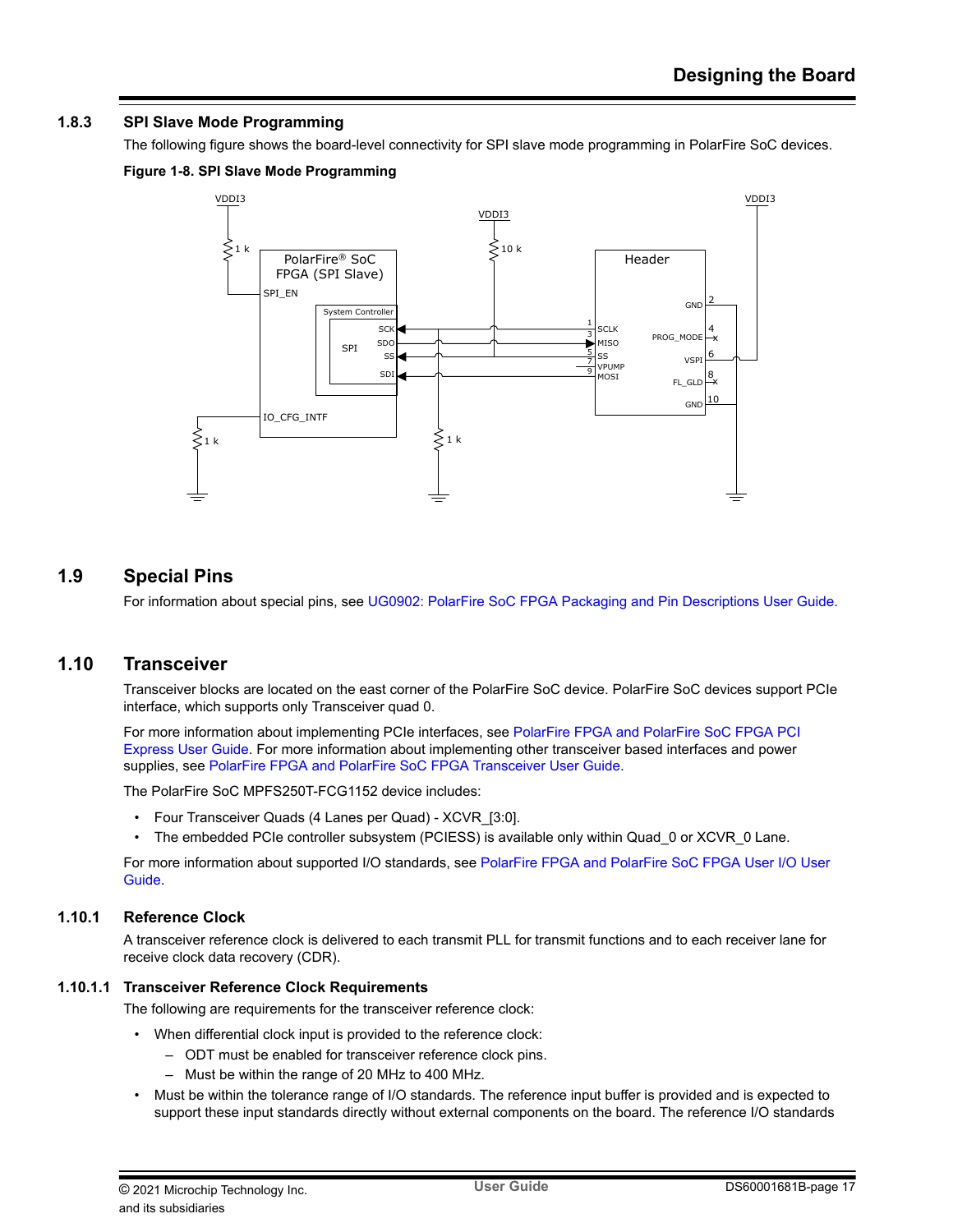### 1.8.3 SPI Slave Mode Programming

The following figure shows the board-level connectivity for SPI slave mode programming in PolarFire SoC devices.

**Figure 1-8. SPI Slave Mode Programming**

## 1.9 Special Pins

For information about special pins, see UG0902: PolarFire SoC FPGA Packaging and Pin Descriptions User Guide.

## 1.10 Transceiver

Transceiver blocks are located on the east corner of the PolarFire SoC device. PolarFire SoC devices support PCIe interface, which supports only Transceiver quad 0.

For more information about implementing PCIe interfaces, see PolarFire FPGA and PolarFire SoC FPGA PCI Express User Guide. For more information about implementing other transceiver based interfaces and power supplies, see PolarFire FPGA and PolarFire SoC FPGA Transceiver User Guide.

The PolarFire SoC MPFS250T-FCG1152 device includes:

- Four Transceiver Quads (4 Lanes per Quad) - XCVR_[3:0].
- The embedded PCIe controller subsystem (PCIESS) is available only within Quad_0 or XCVR_0 Lane.

For more information about supported I/O standards, see PolarFire FPGA and PolarFire SoC FPGA User I/O User Guide.

### 1.10.1 Reference Clock

A transceiver reference clock is delivered to each transmit PLL for transmit functions and to each receiver lane for receive clock data recovery (CDR).

#### 1.10.1.1 Transceiver Reference Clock Requirements

The following are requirements for the transceiver reference clock:

- When differential clock input is provided to the reference clock:
  - ODT must be enabled for transceiver reference clock pins.
  - Must be within the range of 20 MHz to 400 MHz.
- Must be within the tolerance range of I/O standards. The reference input buffer is provided and is expected to support these input standards directly without external components on the board. The reference I/O standards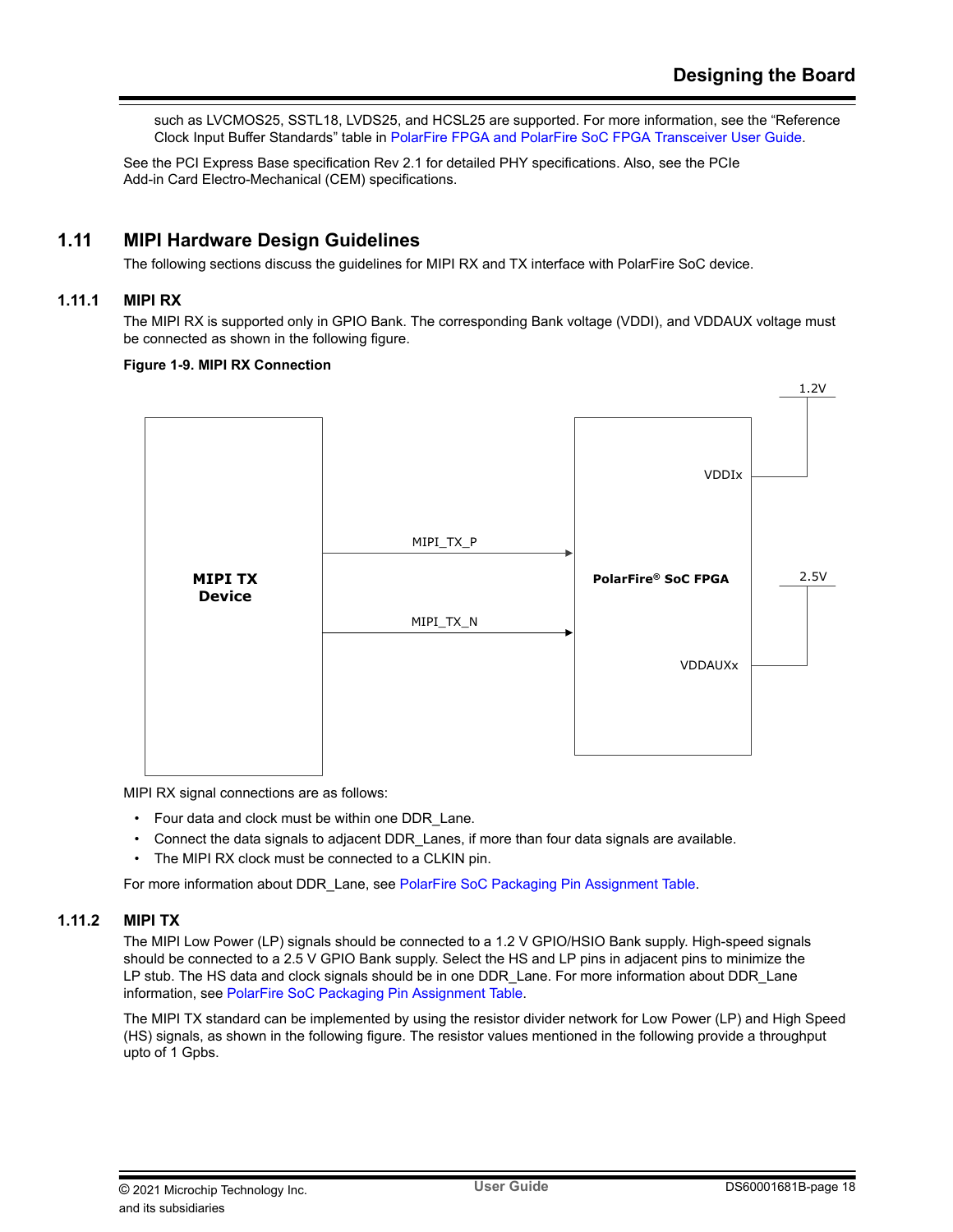such as LVCMOS25, SSTL18, LVDS25, and HCSL25 are supported. For more information, see the "Reference Clock Input Buffer Standards" table in PolarFire FPGA and PolarFire SoC FPGA Transceiver User Guide.

See the PCI Express Base specification Rev 2.1 for detailed PHY specifications. Also, see the PCIe Add-in Card Electro-Mechanical (CEM) specifications.

## 1.11 MIPI Hardware Design Guidelines

The following sections discuss the guidelines for MIPI RX and TX interface with PolarFire SoC device.

### 1.11.1 MIPI RX

The MIPI RX is supported only in GPIO Bank. The corresponding Bank voltage (VDDI), and VDDAUX voltage must be connected as shown in the following figure.

**Figure 1-9. MIPI RX Connection**

MIPI RX signal connections are as follows:

- Four data and clock must be within one DDR_Lane.
- Connect the data signals to adjacent DDR_Lanes, if more than four data signals are available.
- The MIPI RX clock must be connected to a CLKIN pin.

For more information about DDR_Lane, see PolarFire SoC Packaging Pin Assignment Table.

### 1.11.2 MIPI TX

The MIPI Low Power (LP) signals should be connected to a 1.2 V GPIO/HSIO Bank supply. High-speed signals should be connected to a 2.5 V GPIO Bank supply. Select the HS and LP pins in adjacent pins to minimize the LP stub. The HS data and clock signals should be in one DDR_Lane. For more information about DDR_Lane information, see PolarFire SoC Packaging Pin Assignment Table.

The MIPI TX standard can be implemented by using the resistor divider network for Low Power (LP) and High Speed (HS) signals, as shown in the following figure. The resistor values mentioned in the following provide a throughput upto of 1 Gpbs.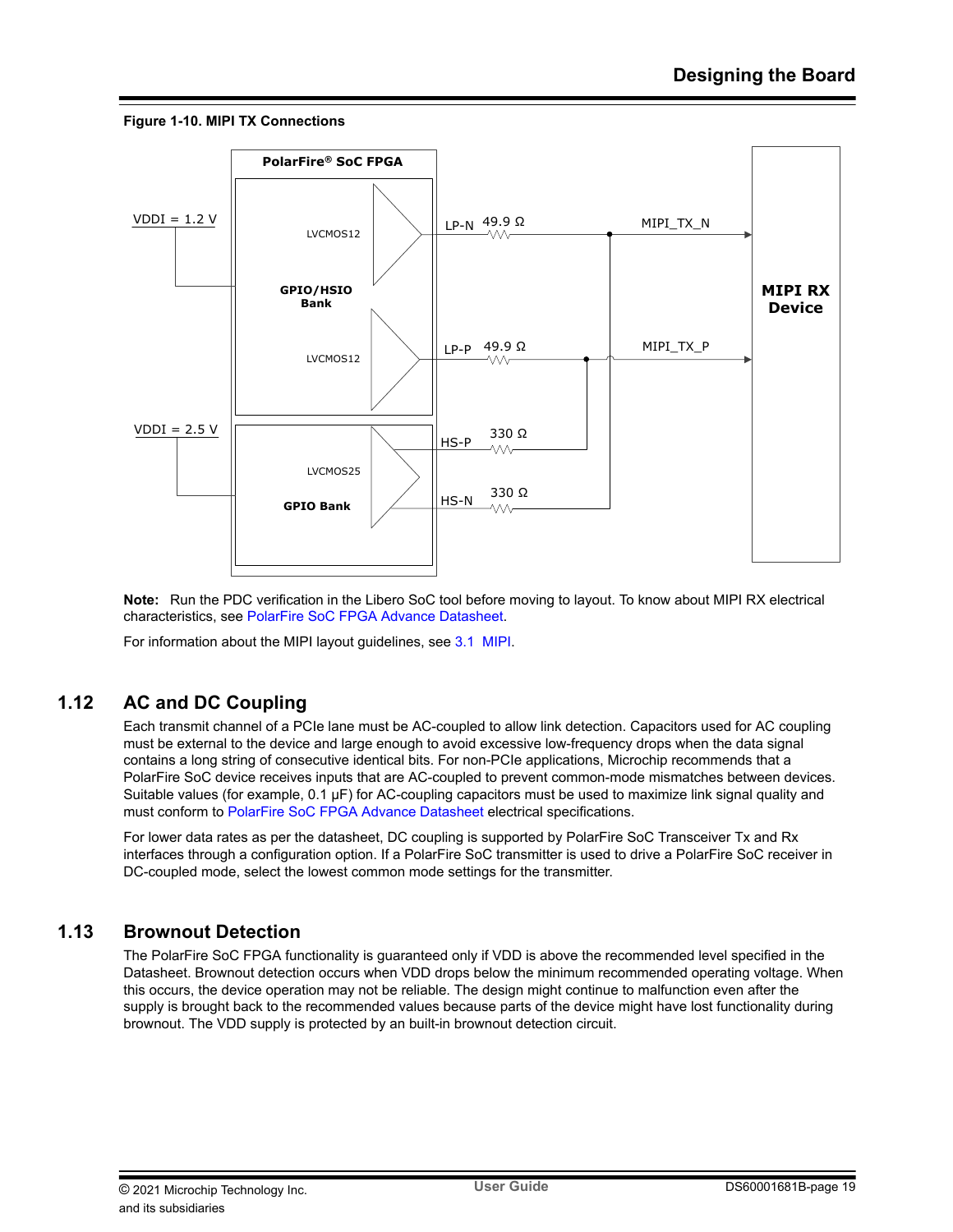**Figure 1-10. MIPI TX Connections**

**Note:** Run the PDC verification in the Libero SoC tool before moving to layout. To know about MIPI RX electrical characteristics, see PolarFire SoC FPGA Advance Datasheet.

For information about the MIPI layout guidelines, see 3.1 MIPI.

## 1.12 AC and DC Coupling

Each transmit channel of a PCIe lane must be AC-coupled to allow link detection. Capacitors used for AC coupling must be external to the device and large enough to avoid excessive low-frequency drops when the data signal contains a long string of consecutive identical bits. For non-PCIe applications, Microchip recommends that a PolarFire SoC device receives inputs that are AC-coupled to prevent common-mode mismatches between devices. Suitable values (for example, 0.1 µF) for AC-coupling capacitors must be used to maximize link signal quality and must conform to PolarFire SoC FPGA Advance Datasheet electrical specifications.

For lower data rates as per the datasheet, DC coupling is supported by PolarFire SoC Transceiver Tx and Rx interfaces through a configuration option. If a PolarFire SoC transmitter is used to drive a PolarFire SoC receiver in DC-coupled mode, select the lowest common mode settings for the transmitter.

## 1.13 Brownout Detection

The PolarFire SoC FPGA functionality is guaranteed only if VDD is above the recommended level specified in the Datasheet. Brownout detection occurs when VDD drops below the minimum recommended operating voltage. When this occurs, the device operation may not be reliable. The design might continue to malfunction even after the supply is brought back to the recommended values because parts of the device might have lost functionality during brownout. The VDD supply is protected by an built-in brownout detection circuit.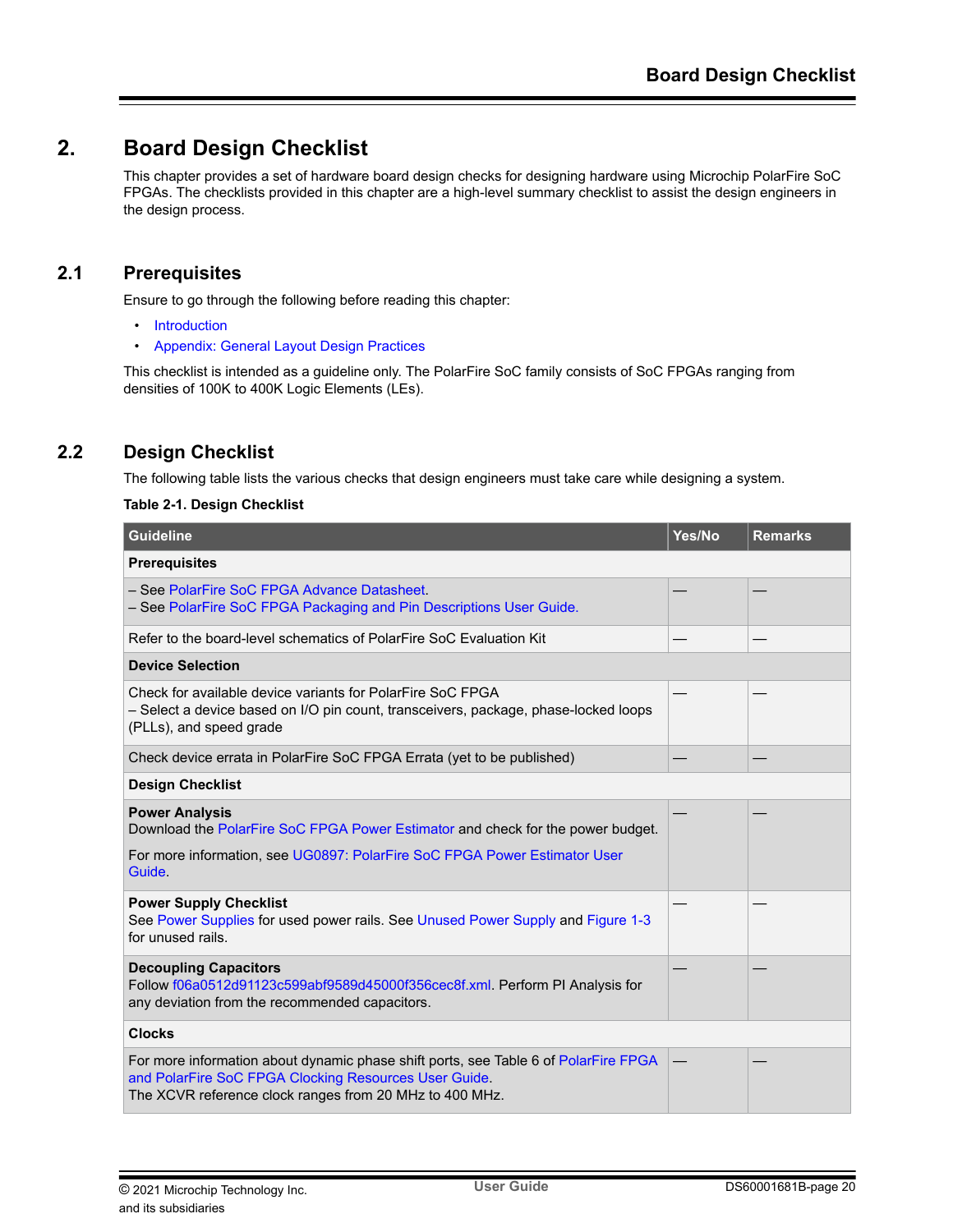# 2. Board Design Checklist

This chapter provides a set of hardware board design checks for designing hardware using Microchip PolarFire SoC FPGAs. The checklists provided in this chapter are a high-level summary checklist to assist the design engineers in the design process.

## 2.1 Prerequisites

Ensure to go through the following before reading this chapter:

- Introduction
- Appendix: General Layout Design Practices

This checklist is intended as a guideline only. The PolarFire SoC family consists of SoC FPGAs ranging from densities of 100K to 400K Logic Elements (LEs).

## 2.2 Design Checklist

The following table lists the various checks that design engineers must take care while designing a system.

**Table 2-1. Design Checklist**

| Guideline | Yes/No | Remarks |
| --- | --- | --- |
| **Prerequisites** | | |
| – See PolarFire SoC FPGA Advance Datasheet.<br>– See PolarFire SoC FPGA Packaging and Pin Descriptions User Guide. | — | — |
| Refer to the board-level schematics of PolarFire SoC Evaluation Kit | — | — |
| **Device Selection** | | |
| Check for available device variants for PolarFire SoC FPGA<br>– Select a device based on I/O pin count, transceivers, package, phase-locked loops (PLLs), and speed grade | — | — |
| Check device errata in PolarFire SoC FPGA Errata (yet to be published) | — | — |
| **Design Checklist** | | |
| **Power Analysis**<br>Download the PolarFire SoC FPGA Power Estimator and check for the power budget.<br>For more information, see UG0897: PolarFire SoC FPGA Power Estimator User Guide. | — | — |
| **Power Supply Checklist**<br>See Power Supplies for used power rails. See Unused Power Supply and Figure 1-3 for unused rails. | — | — |
| **Decoupling Capacitors**<br>Follow f06a0512d91123c599abf9589d45000f356cec8f.xml. Perform PI Analysis for any deviation from the recommended capacitors. | — | — |
| **Clocks** | | |
| For more information about dynamic phase shift ports, see Table 6 of PolarFire FPGA and PolarFire SoC FPGA Clocking Resources User Guide.<br>The XCVR reference clock ranges from 20 MHz to 400 MHz. | — | — |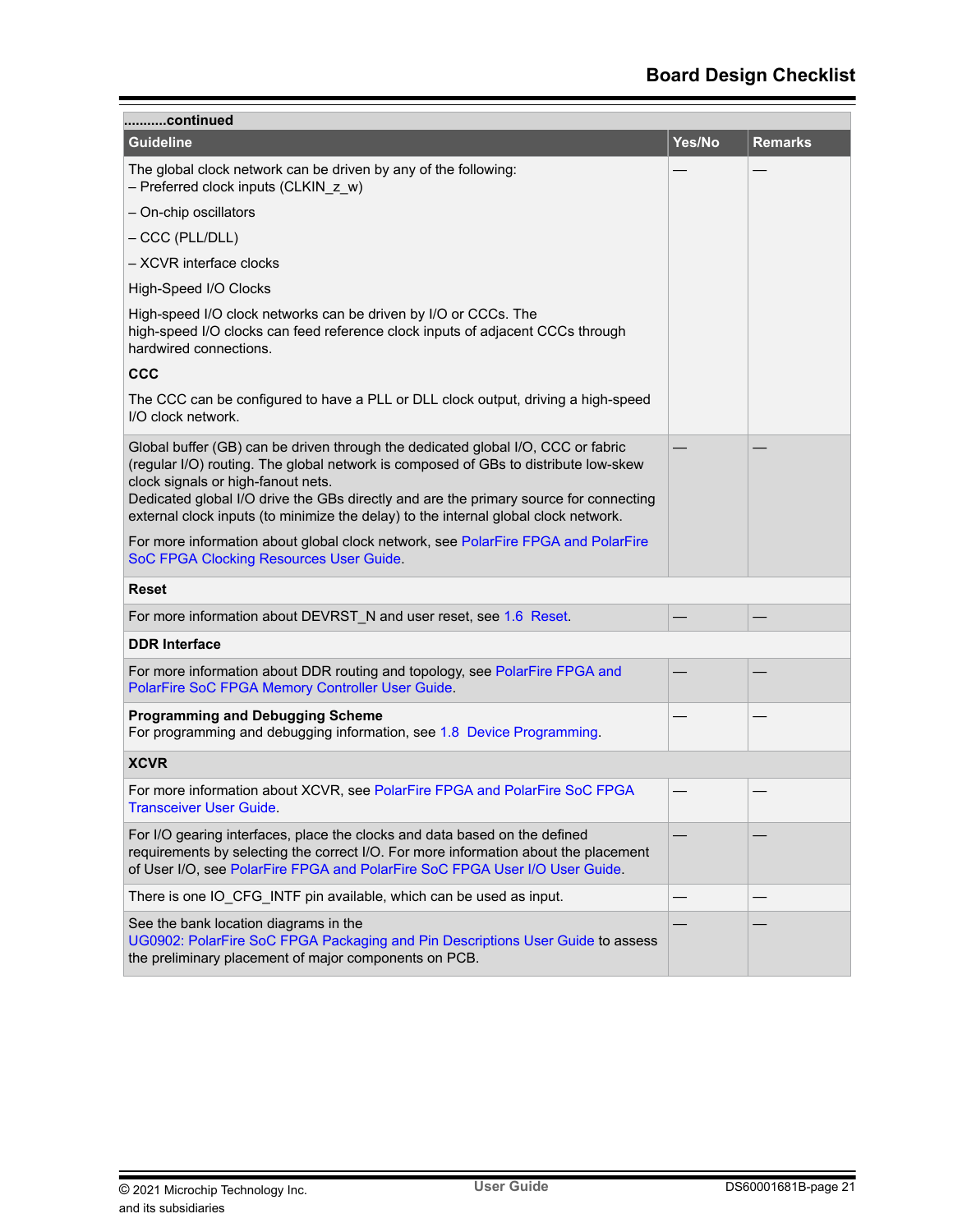...........continued

| Guideline | Yes/No | Remarks |
|---|---|---|
| The global clock network can be driven by any of the following:<br>– Preferred clock inputs (CLKIN_z_w)<br>– On-chip oscillators<br>– CCC (PLL/DLL)<br>– XCVR interface clocks<br>High-Speed I/O Clocks<br>High-speed I/O clock networks can be driven by I/O or CCCs. The high-speed I/O clocks can feed reference clock inputs of adjacent CCCs through hardwired connections.<br>**CCC**<br>The CCC can be configured to have a PLL or DLL clock output, driving a high-speed I/O clock network. | — | — |
| Global buffer (GB) can be driven through the dedicated global I/O, CCC or fabric (regular I/O) routing. The global network is composed of GBs to distribute low-skew clock signals or high-fanout nets.<br>Dedicated global I/O drive the GBs directly and are the primary source for connecting external clock inputs (to minimize the delay) to the internal global clock network.<br>For more information about global clock network, see PolarFire FPGA and PolarFire SoC FPGA Clocking Resources User Guide. | — | — |
| **Reset** | | |
| For more information about DEVRST_N and user reset, see 1.6 Reset. | — | — |
| **DDR Interface** | | |
| For more information about DDR routing and topology, see PolarFire FPGA and PolarFire SoC FPGA Memory Controller User Guide. | — | — |
| **Programming and Debugging Scheme**<br>For programming and debugging information, see 1.8 Device Programming. | — | — |
| **XCVR** | | |
| For more information about XCVR, see PolarFire FPGA and PolarFire SoC FPGA Transceiver User Guide. | — | — |
| For I/O gearing interfaces, place the clocks and data based on the defined requirements by selecting the correct I/O. For more information about the placement of User I/O, see PolarFire FPGA and PolarFire SoC FPGA User I/O User Guide. | — | — |
| There is one IO_CFG_INTF pin available, which can be used as input. | — | — |
| See the bank location diagrams in the UG0902: PolarFire SoC FPGA Packaging and Pin Descriptions User Guide to assess the preliminary placement of major components on PCB. | — | — |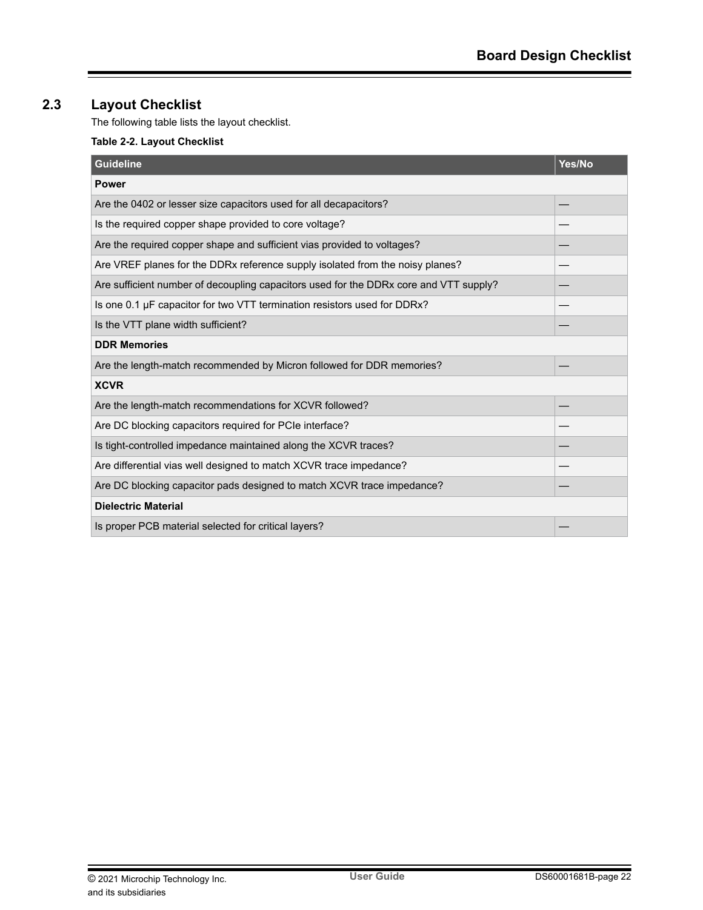## 2.3 Layout Checklist

The following table lists the layout checklist.

**Table 2-2. Layout Checklist**

| Guideline | Yes/No |
|---|---|
| **Power** | |
| Are the 0402 or lesser size capacitors used for all decapacitors? | — |
| Is the required copper shape provided to core voltage? | — |
| Are the required copper shape and sufficient vias provided to voltages? | — |
| Are VREF planes for the DDRx reference supply isolated from the noisy planes? | — |
| Are sufficient number of decoupling capacitors used for the DDRx core and VTT supply? | — |
| Is one 0.1 µF capacitor for two VTT termination resistors used for DDRx? | — |
| Is the VTT plane width sufficient? | — |
| **DDR Memories** | |
| Are the length-match recommended by Micron followed for DDR memories? | — |
| **XCVR** | |
| Are the length-match recommendations for XCVR followed? | — |
| Are DC blocking capacitors required for PCIe interface? | — |
| Is tight-controlled impedance maintained along the XCVR traces? | — |
| Are differential vias well designed to match XCVR trace impedance? | — |
| Are DC blocking capacitor pads designed to match XCVR trace impedance? | — |
| **Dielectric Material** | |
| Is proper PCB material selected for critical layers? | — |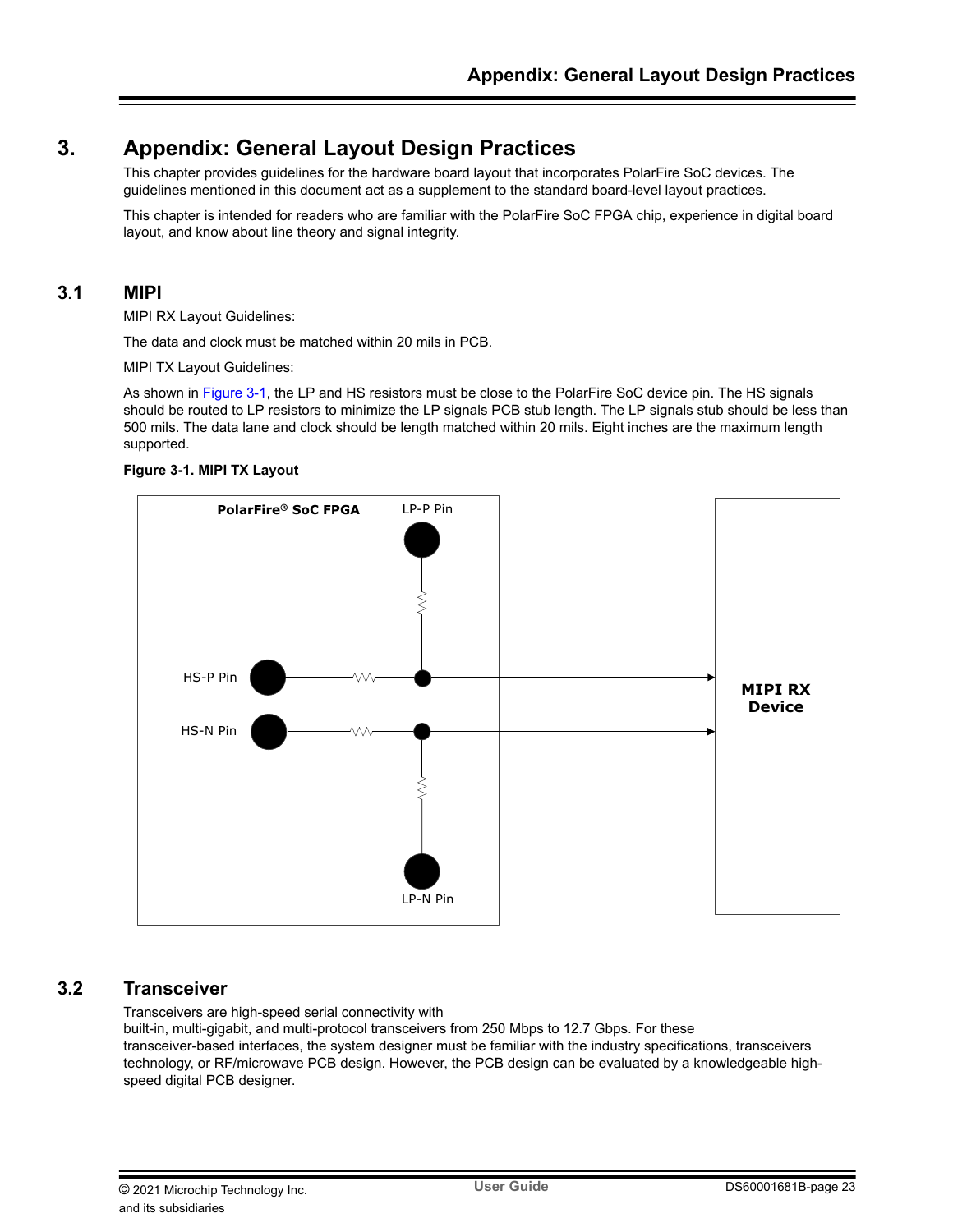# 3. Appendix: General Layout Design Practices

This chapter provides guidelines for the hardware board layout that incorporates PolarFire SoC devices. The guidelines mentioned in this document act as a supplement to the standard board-level layout practices.

This chapter is intended for readers who are familiar with the PolarFire SoC FPGA chip, experience in digital board layout, and know about line theory and signal integrity.

## 3.1 MIPI

MIPI RX Layout Guidelines:

The data and clock must be matched within 20 mils in PCB.

MIPI TX Layout Guidelines:

As shown in Figure 3-1, the LP and HS resistors must be close to the PolarFire SoC device pin. The HS signals should be routed to LP resistors to minimize the LP signals PCB stub length. The LP signals stub should be less than 500 mils. The data lane and clock should be length matched within 20 mils. Eight inches are the maximum length supported.

**Figure 3-1. MIPI TX Layout**

PolarFire® SoC FPGA | LP-P Pin | HS-P Pin | HS-N Pin | LP-N Pin | MIPI RX Device

## 3.2 Transceiver

Transceivers are high-speed serial connectivity with
built-in, multi-gigabit, and multi-protocol transceivers from 250 Mbps to 12.7 Gbps. For these transceiver-based interfaces, the system designer must be familiar with the industry specifications, transceivers technology, or RF/microwave PCB design. However, the PCB design can be evaluated by a knowledgeable high-speed digital PCB designer.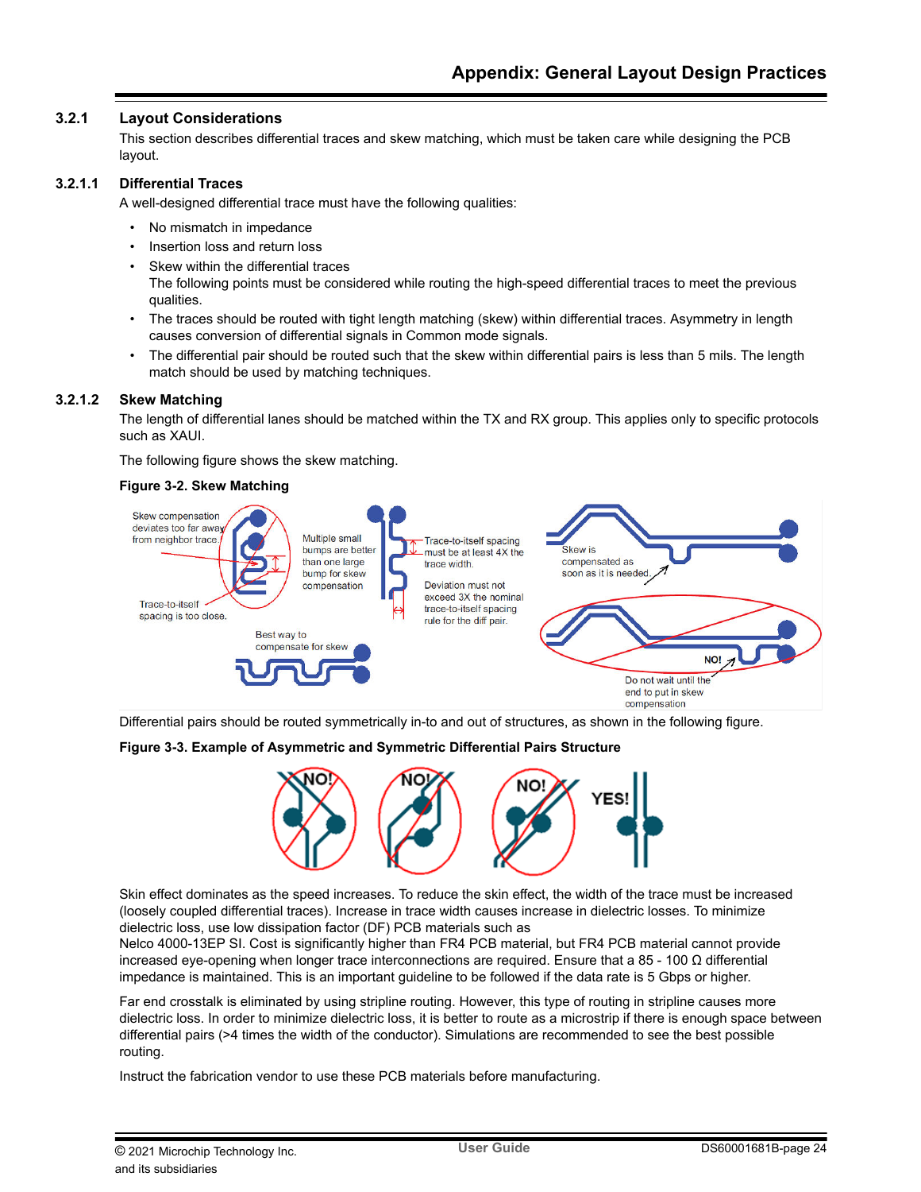### 3.2.1 Layout Considerations

This section describes differential traces and skew matching, which must be taken care while designing the PCB layout.

#### 3.2.1.1 Differential Traces

A well-designed differential trace must have the following qualities:

- No mismatch in impedance
- Insertion loss and return loss
- Skew within the differential traces
  The following points must be considered while routing the high-speed differential traces to meet the previous qualities.
- The traces should be routed with tight length matching (skew) within differential traces. Asymmetry in length causes conversion of differential signals in Common mode signals.
- The differential pair should be routed such that the skew within differential pairs is less than 5 mils. The length match should be used by matching techniques.

#### 3.2.1.2 Skew Matching

The length of differential lanes should be matched within the TX and RX group. This applies only to specific protocols such as XAUI.

The following figure shows the skew matching.

**Figure 3-2. Skew Matching**

Differential pairs should be routed symmetrically in-to and out of structures, as shown in the following figure.

**Figure 3-3. Example of Asymmetric and Symmetric Differential Pairs Structure**

Skin effect dominates as the speed increases. To reduce the skin effect, the width of the trace must be increased (loosely coupled differential traces). Increase in trace width causes increase in dielectric losses. To minimize dielectric loss, use low dissipation factor (DF) PCB materials such as Nelco 4000-13EP SI. Cost is significantly higher than FR4 PCB material, but FR4 PCB material cannot provide increased eye-opening when longer trace interconnections are required. Ensure that a 85 - 100 Ω differential impedance is maintained. This is an important guideline to be followed if the data rate is 5 Gbps or higher.

Far end crosstalk is eliminated by using stripline routing. However, this type of routing in stripline causes more dielectric loss. In order to minimize dielectric loss, it is better to route as a microstrip if there is enough space between differential pairs (>4 times the width of the conductor). Simulations are recommended to see the best possible routing.

Instruct the fabrication vendor to use these PCB materials before manufacturing.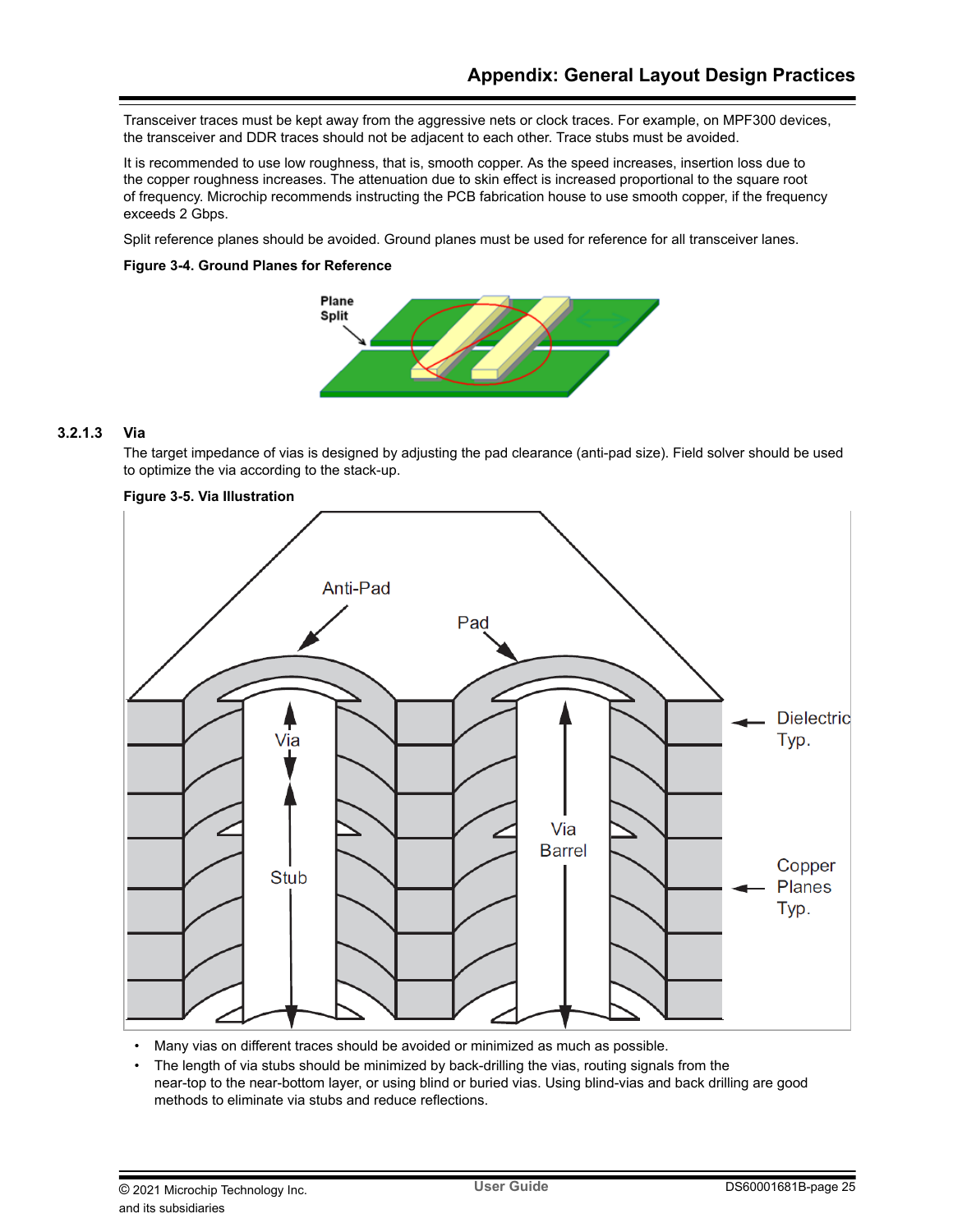Transceiver traces must be kept away from the aggressive nets or clock traces. For example, on MPF300 devices, the transceiver and DDR traces should not be adjacent to each other. Trace stubs must be avoided.

It is recommended to use low roughness, that is, smooth copper. As the speed increases, insertion loss due to the copper roughness increases. The attenuation due to skin effect is increased proportional to the square root of frequency. Microchip recommends instructing the PCB fabrication house to use smooth copper, if the frequency exceeds 2 Gbps.

Split reference planes should be avoided. Ground planes must be used for reference for all transceiver lanes.

**Figure 3-4. Ground Planes for Reference**

#### 3.2.1.3 Via

The target impedance of vias is designed by adjusting the pad clearance (anti-pad size). Field solver should be used to optimize the via according to the stack-up.

**Figure 3-5. Via Illustration**

- Many vias on different traces should be avoided or minimized as much as possible.
- The length of via stubs should be minimized by back-drilling the vias, routing signals from the near-top to the near-bottom layer, or using blind or buried vias. Using blind-vias and back drilling are good methods to eliminate via stubs and reduce reflections.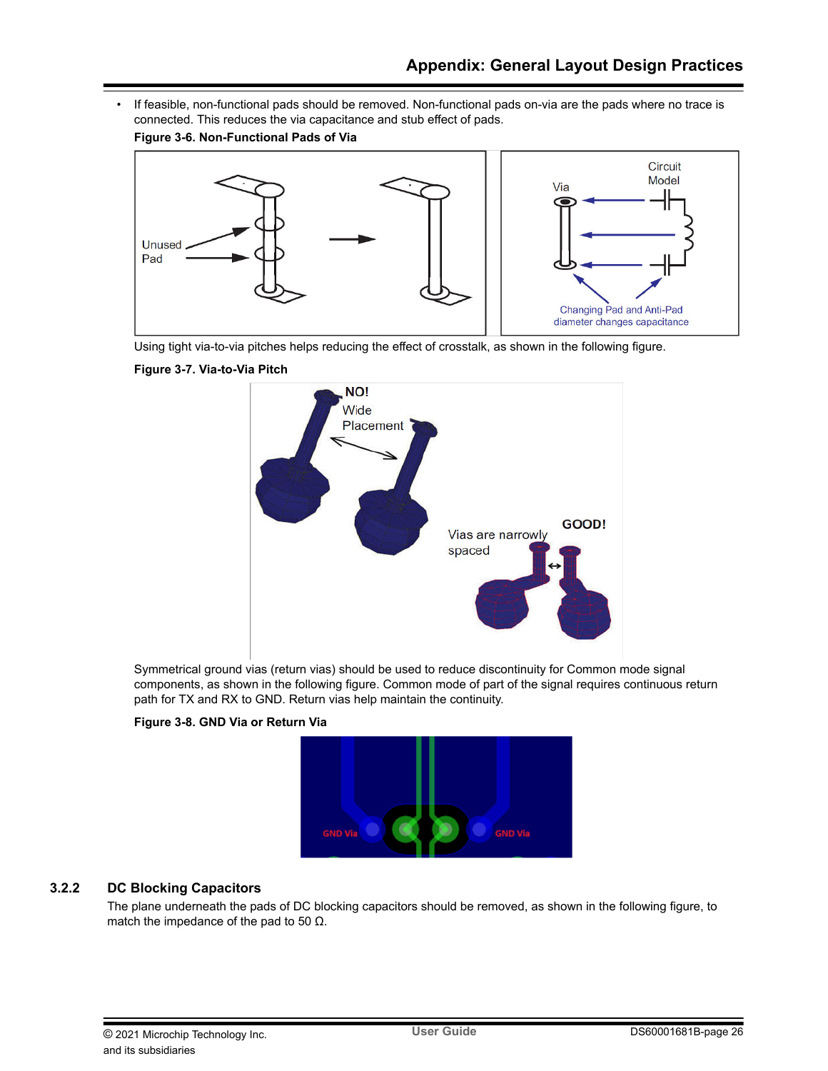- If feasible, non-functional pads should be removed. Non-functional pads on-via are the pads where no trace is connected. This reduces the via capacitance and stub effect of pads.

**Figure 3-6. Non-Functional Pads of Via**

Using tight via-to-via pitches helps reducing the effect of crosstalk, as shown in the following figure.

**Figure 3-7. Via-to-Via Pitch**

Symmetrical ground vias (return vias) should be used to reduce discontinuity for Common mode signal components, as shown in the following figure. Common mode of part of the signal requires continuous return path for TX and RX to GND. Return vias help maintain the continuity.

**Figure 3-8. GND Via or Return Via**

### 3.2.2 DC Blocking Capacitors

The plane underneath the pads of DC blocking capacitors should be removed, as shown in the following figure, to match the impedance of the pad to 50 Ω.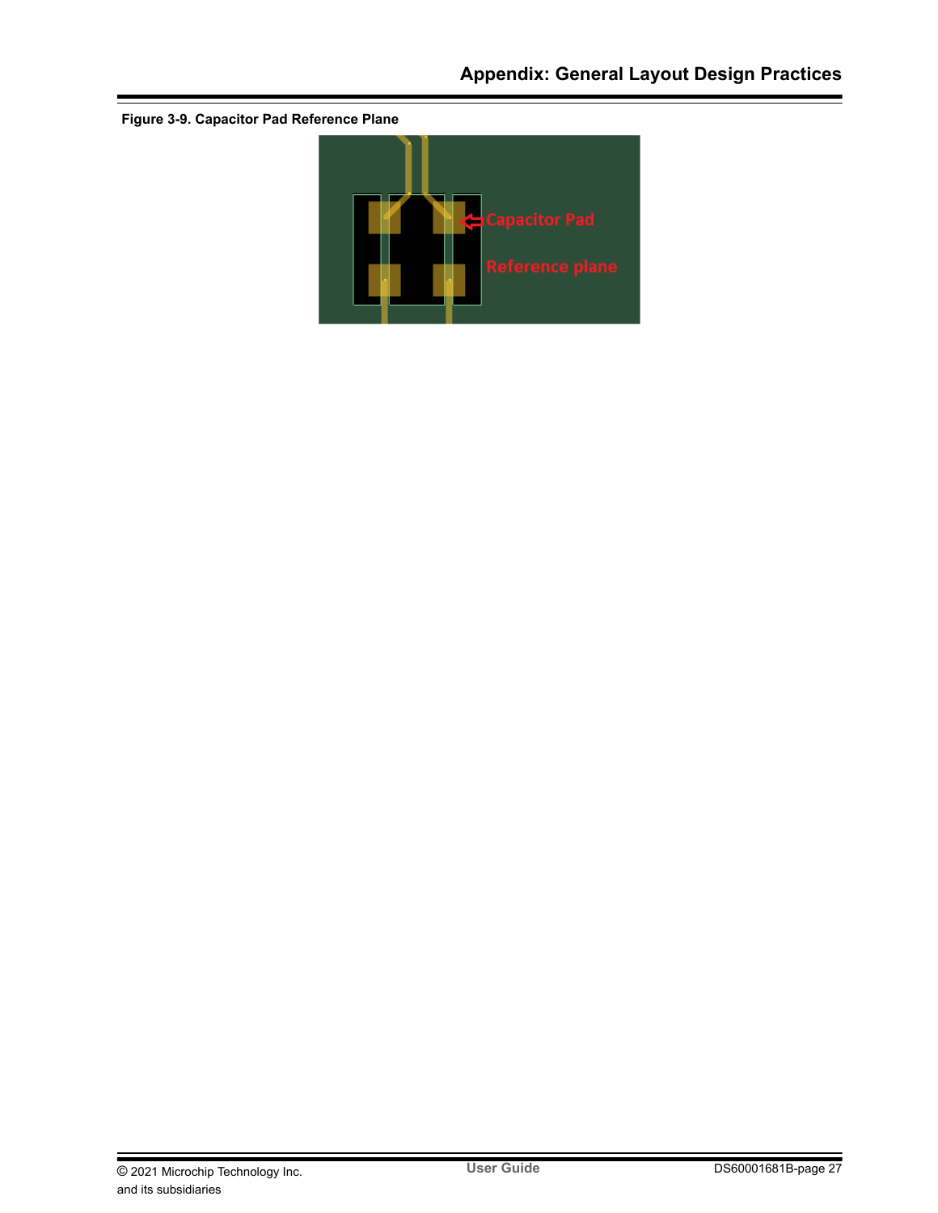**Figure 3-9. Capacitor Pad Reference Plane**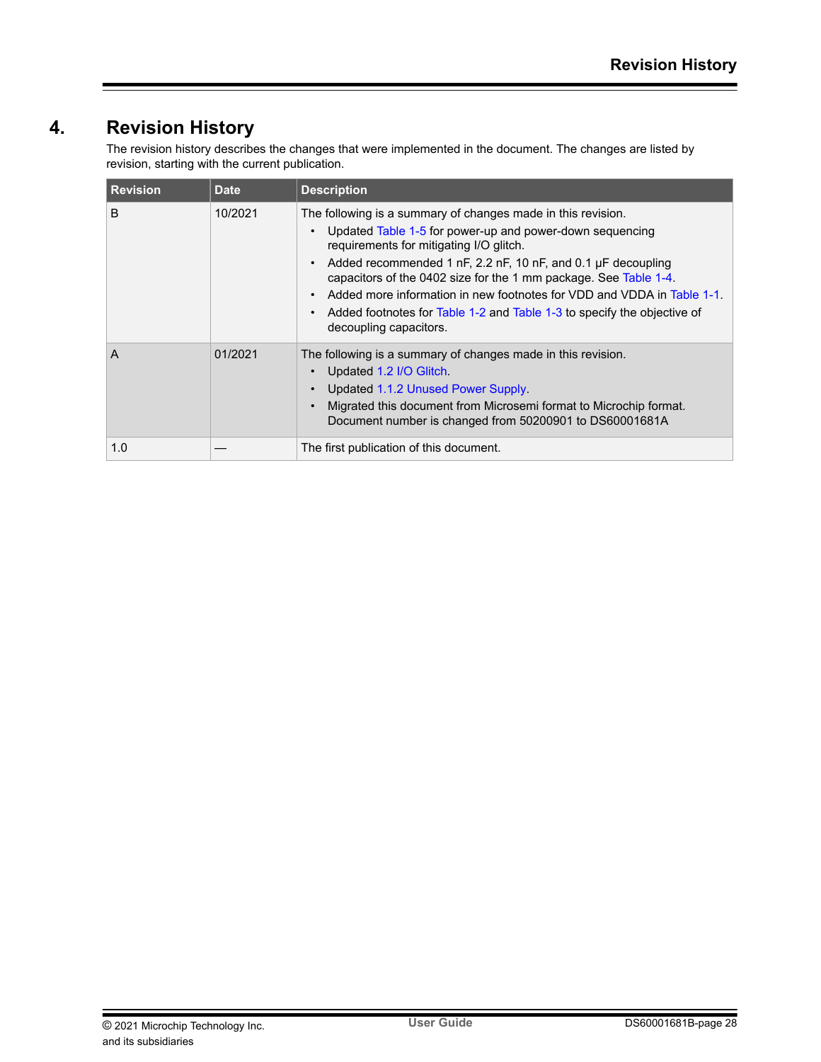# 4. Revision History

The revision history describes the changes that were implemented in the document. The changes are listed by revision, starting with the current publication.

| Revision | Date | Description |
|---|---|---|
| B | 10/2021 | The following is a summary of changes made in this revision.<br>• Updated Table 1-5 for power-up and power-down sequencing requirements for mitigating I/O glitch.<br>• Added recommended 1 nF, 2.2 nF, 10 nF, and 0.1 µF decoupling capacitors of the 0402 size for the 1 mm package. See Table 1-4.<br>• Added more information in new footnotes for VDD and VDDA in Table 1-1.<br>• Added footnotes for Table 1-2 and Table 1-3 to specify the objective of decoupling capacitors. |
| A | 01/2021 | The following is a summary of changes made in this revision.<br>• Updated 1.2 I/O Glitch.<br>• Updated 1.1.2 Unused Power Supply.<br>• Migrated this document from Microsemi format to Microchip format. Document number is changed from 50200901 to DS60001681A |
| 1.0 | — | The first publication of this document. |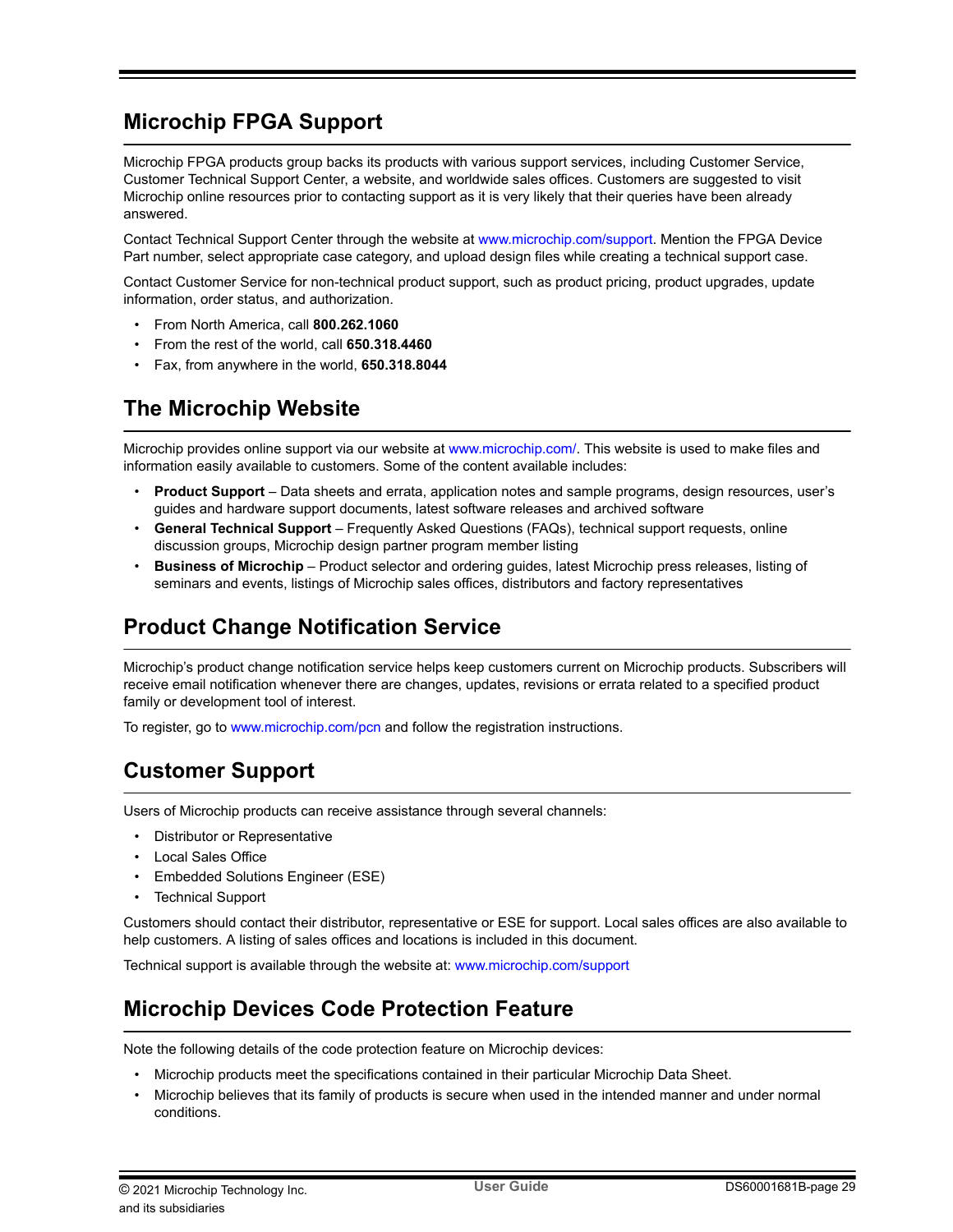## Microchip FPGA Support

Microchip FPGA products group backs its products with various support services, including Customer Service, Customer Technical Support Center, a website, and worldwide sales offices. Customers are suggested to visit Microchip online resources prior to contacting support as it is very likely that their queries have been already answered.

Contact Technical Support Center through the website at www.microchip.com/support. Mention the FPGA Device Part number, select appropriate case category, and upload design files while creating a technical support case.

Contact Customer Service for non-technical product support, such as product pricing, product upgrades, update information, order status, and authorization.

- From North America, call **800.262.1060**
- From the rest of the world, call **650.318.4460**
- Fax, from anywhere in the world, **650.318.8044**

## The Microchip Website

Microchip provides online support via our website at www.microchip.com/. This website is used to make files and information easily available to customers. Some of the content available includes:

- **Product Support** – Data sheets and errata, application notes and sample programs, design resources, user's guides and hardware support documents, latest software releases and archived software
- **General Technical Support** – Frequently Asked Questions (FAQs), technical support requests, online discussion groups, Microchip design partner program member listing
- **Business of Microchip** – Product selector and ordering guides, latest Microchip press releases, listing of seminars and events, listings of Microchip sales offices, distributors and factory representatives

## Product Change Notification Service

Microchip's product change notification service helps keep customers current on Microchip products. Subscribers will receive email notification whenever there are changes, updates, revisions or errata related to a specified product family or development tool of interest.

To register, go to www.microchip.com/pcn and follow the registration instructions.

## Customer Support

Users of Microchip products can receive assistance through several channels:

- Distributor or Representative
- Local Sales Office
- Embedded Solutions Engineer (ESE)
- Technical Support

Customers should contact their distributor, representative or ESE for support. Local sales offices are also available to help customers. A listing of sales offices and locations is included in this document.

Technical support is available through the website at: www.microchip.com/support

## Microchip Devices Code Protection Feature

Note the following details of the code protection feature on Microchip devices:

- Microchip products meet the specifications contained in their particular Microchip Data Sheet.
- Microchip believes that its family of products is secure when used in the intended manner and under normal conditions.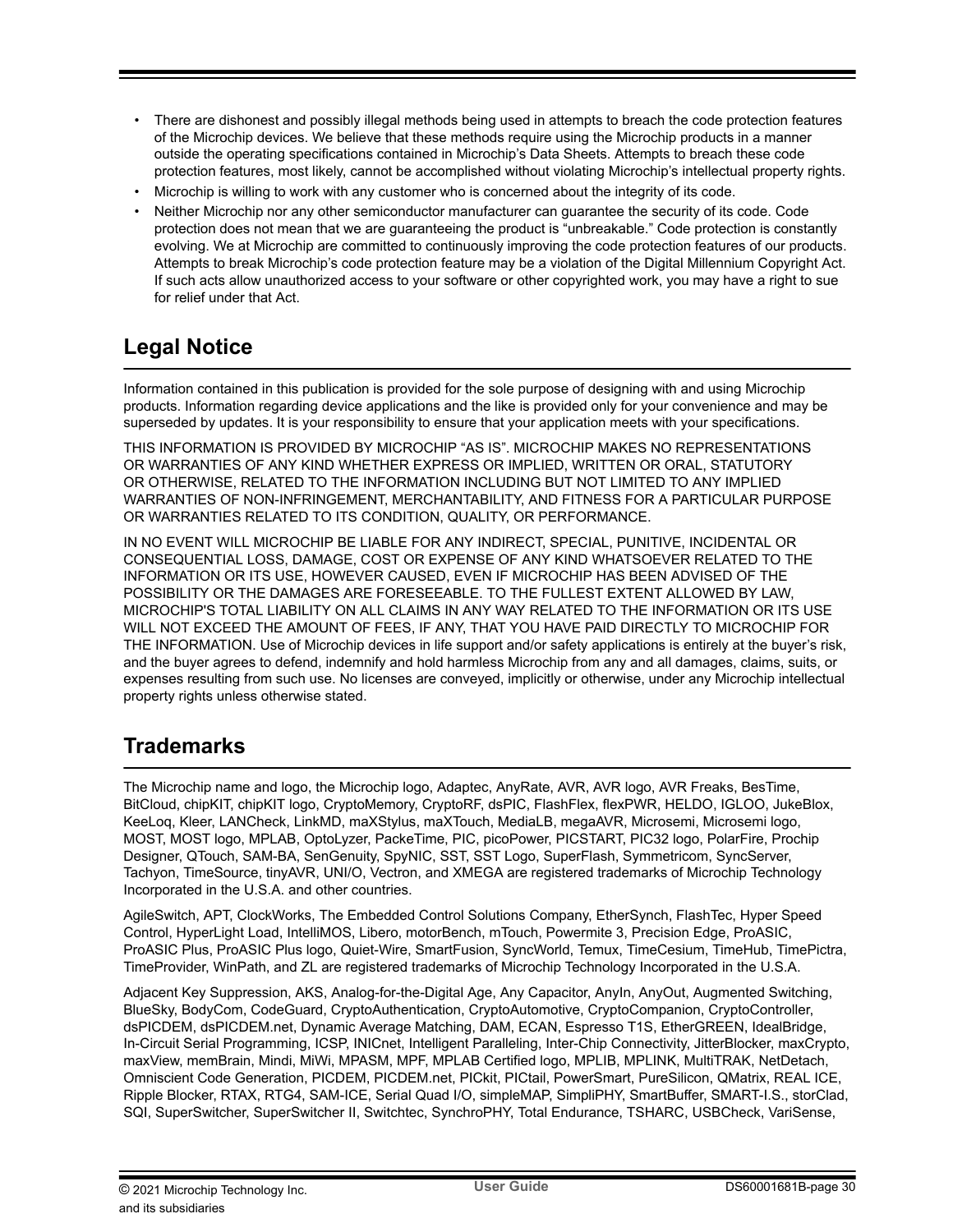- There are dishonest and possibly illegal methods being used in attempts to breach the code protection features of the Microchip devices. We believe that these methods require using the Microchip products in a manner outside the operating specifications contained in Microchip's Data Sheets. Attempts to breach these code protection features, most likely, cannot be accomplished without violating Microchip's intellectual property rights.
- Microchip is willing to work with any customer who is concerned about the integrity of its code.
- Neither Microchip nor any other semiconductor manufacturer can guarantee the security of its code. Code protection does not mean that we are guaranteeing the product is "unbreakable." Code protection is constantly evolving. We at Microchip are committed to continuously improving the code protection features of our products. Attempts to break Microchip's code protection feature may be a violation of the Digital Millennium Copyright Act. If such acts allow unauthorized access to your software or other copyrighted work, you may have a right to sue for relief under that Act.

## Legal Notice

Information contained in this publication is provided for the sole purpose of designing with and using Microchip products. Information regarding device applications and the like is provided only for your convenience and may be superseded by updates. It is your responsibility to ensure that your application meets with your specifications.

THIS INFORMATION IS PROVIDED BY MICROCHIP "AS IS". MICROCHIP MAKES NO REPRESENTATIONS OR WARRANTIES OF ANY KIND WHETHER EXPRESS OR IMPLIED, WRITTEN OR ORAL, STATUTORY OR OTHERWISE, RELATED TO THE INFORMATION INCLUDING BUT NOT LIMITED TO ANY IMPLIED WARRANTIES OF NON-INFRINGEMENT, MERCHANTABILITY, AND FITNESS FOR A PARTICULAR PURPOSE OR WARRANTIES RELATED TO ITS CONDITION, QUALITY, OR PERFORMANCE.

IN NO EVENT WILL MICROCHIP BE LIABLE FOR ANY INDIRECT, SPECIAL, PUNITIVE, INCIDENTAL OR CONSEQUENTIAL LOSS, DAMAGE, COST OR EXPENSE OF ANY KIND WHATSOEVER RELATED TO THE INFORMATION OR ITS USE, HOWEVER CAUSED, EVEN IF MICROCHIP HAS BEEN ADVISED OF THE POSSIBILITY OR THE DAMAGES ARE FORESEEABLE. TO THE FULLEST EXTENT ALLOWED BY LAW, MICROCHIP'S TOTAL LIABILITY ON ALL CLAIMS IN ANY WAY RELATED TO THE INFORMATION OR ITS USE WILL NOT EXCEED THE AMOUNT OF FEES, IF ANY, THAT YOU HAVE PAID DIRECTLY TO MICROCHIP FOR THE INFORMATION. Use of Microchip devices in life support and/or safety applications is entirely at the buyer's risk, and the buyer agrees to defend, indemnify and hold harmless Microchip from any and all damages, claims, suits, or expenses resulting from such use. No licenses are conveyed, implicitly or otherwise, under any Microchip intellectual property rights unless otherwise stated.

## Trademarks

The Microchip name and logo, the Microchip logo, Adaptec, AnyRate, AVR, AVR logo, AVR Freaks, BesTime, BitCloud, chipKIT, chipKIT logo, CryptoMemory, CryptoRF, dsPIC, FlashFlex, flexPWR, HELDO, IGLOO, JukeBlox, KeeLoq, Kleer, LANCheck, LinkMD, maXStylus, maXTouch, MediaLB, megaAVR, Microsemi, Microsemi logo, MOST, MOST logo, MPLAB, OptoLyzer, PackeTime, PIC, picoPower, PICSTART, PIC32 logo, PolarFire, Prochip Designer, QTouch, SAM-BA, SenGenuity, SpyNIC, SST, SST Logo, SuperFlash, Symmetricom, SyncServer, Tachyon, TimeSource, tinyAVR, UNI/O, Vectron, and XMEGA are registered trademarks of Microchip Technology Incorporated in the U.S.A. and other countries.

AgileSwitch, APT, ClockWorks, The Embedded Control Solutions Company, EtherSynch, FlashTec, Hyper Speed Control, HyperLight Load, IntelliMOS, Libero, motorBench, mTouch, Powermite 3, Precision Edge, ProASIC, ProASIC Plus, ProASIC Plus logo, Quiet-Wire, SmartFusion, SyncWorld, Temux, TimeCesium, TimeHub, TimePictra, TimeProvider, WinPath, and ZL are registered trademarks of Microchip Technology Incorporated in the U.S.A.

Adjacent Key Suppression, AKS, Analog-for-the-Digital Age, Any Capacitor, AnyIn, AnyOut, Augmented Switching, BlueSky, BodyCom, CodeGuard, CryptoAuthentication, CryptoAutomotive, CryptoCompanion, CryptoController, dsPICDEM, dsPICDEM.net, Dynamic Average Matching, DAM, ECAN, Espresso T1S, EtherGREEN, IdealBridge, In-Circuit Serial Programming, ICSP, INICnet, Intelligent Paralleling, Inter-Chip Connectivity, JitterBlocker, maxCrypto, maxView, memBrain, Mindi, MiWi, MPASM, MPF, MPLAB Certified logo, MPLIB, MPLINK, MultiTRAK, NetDetach, Omniscient Code Generation, PICDEM, PICDEM.net, PICkit, PICtail, PowerSmart, PureSilicon, QMatrix, REAL ICE, Ripple Blocker, RTAX, RTG4, SAM-ICE, Serial Quad I/O, simpleMAP, SimpliPHY, SmartBuffer, SMART-I.S., storClad, SQI, SuperSwitcher, SuperSwitcher II, Switchtec, SynchroPHY, Total Endurance, TSHARC, USBCheck, VariSense,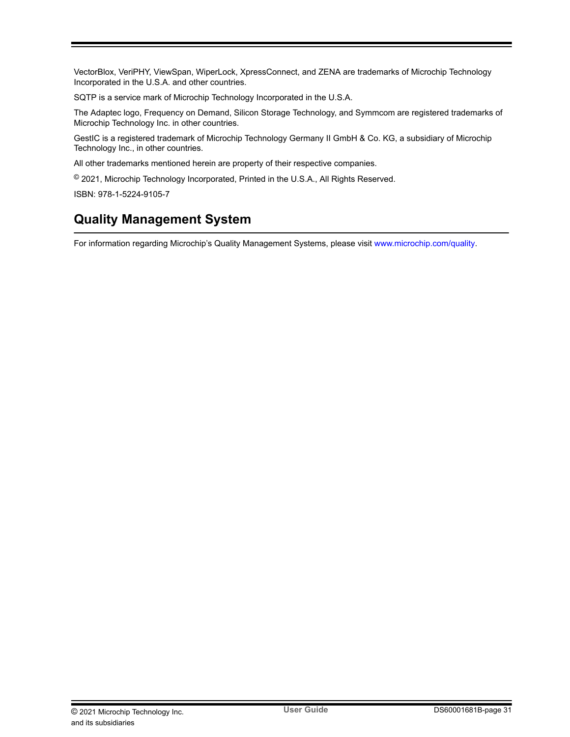VectorBlox, VeriPHY, ViewSpan, WiperLock, XpressConnect, and ZENA are trademarks of Microchip Technology Incorporated in the U.S.A. and other countries.

SQTP is a service mark of Microchip Technology Incorporated in the U.S.A.

The Adaptec logo, Frequency on Demand, Silicon Storage Technology, and Symmcom are registered trademarks of Microchip Technology Inc. in other countries.

GestIC is a registered trademark of Microchip Technology Germany II GmbH & Co. KG, a subsidiary of Microchip Technology Inc., in other countries.

All other trademarks mentioned herein are property of their respective companies.

© 2021, Microchip Technology Incorporated, Printed in the U.S.A., All Rights Reserved.

ISBN: 978-1-5224-9105-7

## Quality Management System

For information regarding Microchip's Quality Management Systems, please visit www.microchip.com/quality.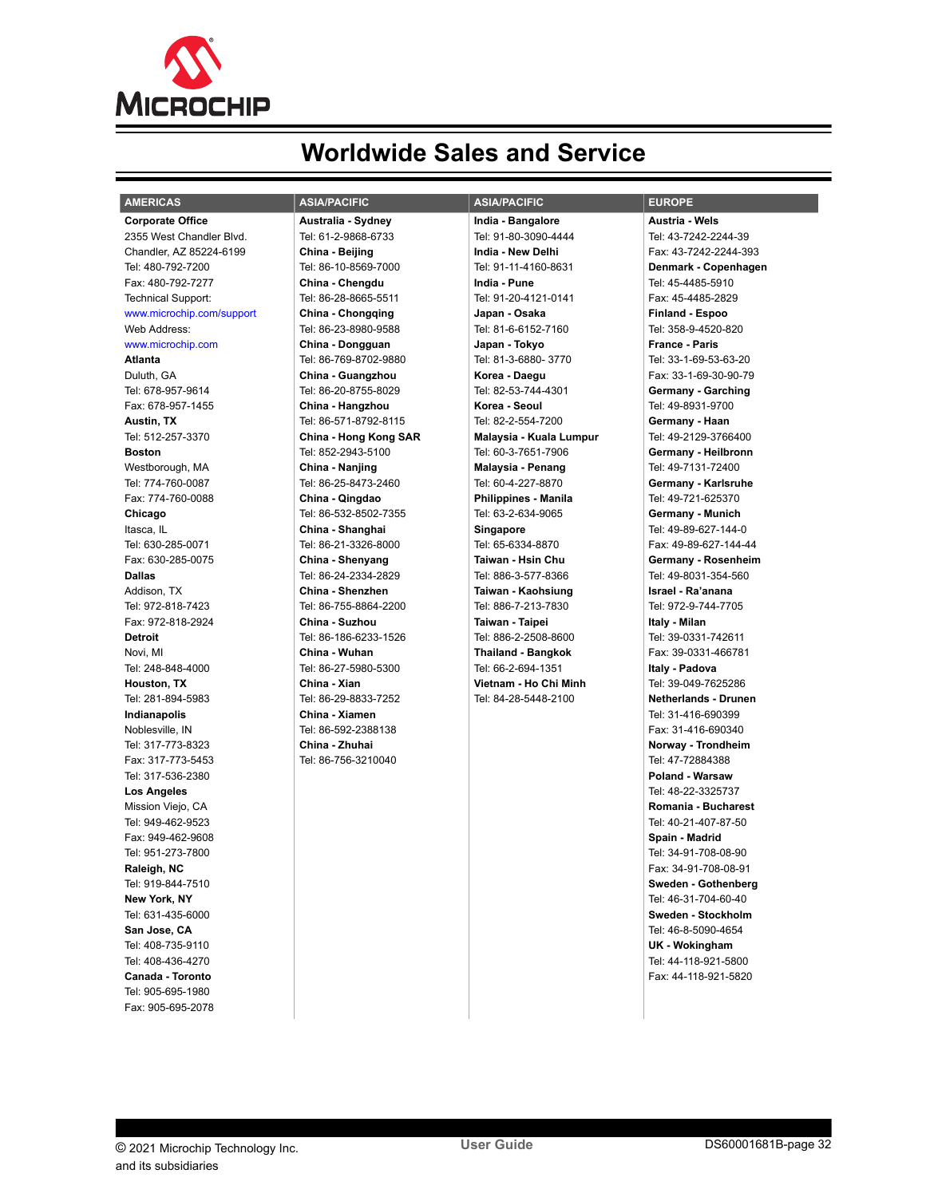# Worldwide Sales and Service

## AMERICAS

**Corporate Office**
2355 West Chandler Blvd.
Chandler, AZ 85224-6199
Tel: 480-792-7200
Fax: 480-792-7277
Technical Support:
www.microchip.com/support
Web Address:
www.microchip.com

**Atlanta**
Duluth, GA
Tel: 678-957-9614
Fax: 678-957-1455

**Austin, TX**
Tel: 512-257-3370

**Boston**
Westborough, MA
Tel: 774-760-0087
Fax: 774-760-0088

**Chicago**
Itasca, IL
Tel: 630-285-0071
Fax: 630-285-0075

**Dallas**
Addison, TX
Tel: 972-818-7423
Fax: 972-818-2924

**Detroit**
Novi, MI
Tel: 248-848-4000

**Houston, TX**
Tel: 281-894-5983

**Indianapolis**
Noblesville, IN
Tel: 317-773-8323
Fax: 317-773-5453
Tel: 317-536-2380

**Los Angeles**
Mission Viejo, CA
Tel: 949-462-9523
Fax: 949-462-9608
Tel: 951-273-7800

**Raleigh, NC**
Tel: 919-844-7510

**New York, NY**
Tel: 631-435-6000

**San Jose, CA**
Tel: 408-735-9110
Tel: 408-436-4270

**Canada - Toronto**
Tel: 905-695-1980
Fax: 905-695-2078

## ASIA/PACIFIC

**Australia - Sydney**
Tel: 61-2-9868-6733

**China - Beijing**
Tel: 86-10-8569-7000

**China - Chengdu**
Tel: 86-28-8665-5511

**China - Chongqing**
Tel: 86-23-8980-9588

**China - Dongguan**
Tel: 86-769-8702-9880

**China - Guangzhou**
Tel: 86-20-8755-8029

**China - Hangzhou**
Tel: 86-571-8792-8115

**China - Hong Kong SAR**
Tel: 852-2943-5100

**China - Nanjing**
Tel: 86-25-8473-2460

**China - Qingdao**
Tel: 86-532-8502-7355

**China - Shanghai**
Tel: 86-21-3326-8000

**China - Shenyang**
Tel: 86-24-2334-2829

**China - Shenzhen**
Tel: 86-755-8864-2200

**China - Suzhou**
Tel: 86-186-6233-1526

**China - Wuhan**
Tel: 86-27-5980-5300

**China - Xian**
Tel: 86-29-8833-7252

**China - Xiamen**
Tel: 86-592-2388138

**China - Zhuhai**
Tel: 86-756-3210040

## ASIA/PACIFIC

**India - Bangalore**
Tel: 91-80-3090-4444

**India - New Delhi**
Tel: 91-11-4160-8631

**India - Pune**
Tel: 91-20-4121-0141

**Japan - Osaka**
Tel: 81-6-6152-7160

**Japan - Tokyo**
Tel: 81-3-6880- 3770

**Korea - Daegu**
Tel: 82-53-744-4301

**Korea - Seoul**
Tel: 82-2-554-7200

**Malaysia - Kuala Lumpur**
Tel: 60-3-7651-7906

**Malaysia - Penang**
Tel: 60-4-227-8870

**Philippines - Manila**
Tel: 63-2-634-9065

**Singapore**
Tel: 65-6334-8870

**Taiwan - Hsin Chu**
Tel: 886-3-577-8366

**Taiwan - Kaohsiung**
Tel: 886-7-213-7830

**Taiwan - Taipei**
Tel: 886-2-2508-8600

**Thailand - Bangkok**
Tel: 66-2-694-1351

**Vietnam - Ho Chi Minh**
Tel: 84-28-5448-2100

## EUROPE

**Austria - Wels**
Tel: 43-7242-2244-39
Fax: 43-7242-2244-393

**Denmark - Copenhagen**
Tel: 45-4485-5910
Fax: 45-4485-2829

**Finland - Espoo**
Tel: 358-9-4520-820

**France - Paris**
Tel: 33-1-69-53-63-20
Fax: 33-1-69-30-90-79

**Germany - Garching**
Tel: 49-8931-9700

**Germany - Haan**
Tel: 49-2129-3766400

**Germany - Heilbronn**
Tel: 49-7131-72400

**Germany - Karlsruhe**
Tel: 49-721-625370

**Germany - Munich**
Tel: 49-89-627-144-0
Fax: 49-89-627-144-44

**Germany - Rosenheim**
Tel: 49-8031-354-560

**Israel - Ra'anana**
Tel: 972-9-744-7705

**Italy - Milan**
Tel: 39-0331-742611
Fax: 39-0331-466781

**Italy - Padova**
Tel: 39-049-7625286

**Netherlands - Drunen**
Tel: 31-416-690399
Fax: 31-416-690340

**Norway - Trondheim**
Tel: 47-72884388

**Poland - Warsaw**
Tel: 48-22-3325737

**Romania - Bucharest**
Tel: 40-21-407-87-50

**Spain - Madrid**
Tel: 34-91-708-08-90
Fax: 34-91-708-08-91

**Sweden - Gothenberg**
Tel: 46-31-704-60-40

**Sweden - Stockholm**
Tel: 46-8-5090-4654

**UK - Wokingham**
Tel: 44-118-921-5800
Fax: 44-118-921-5820